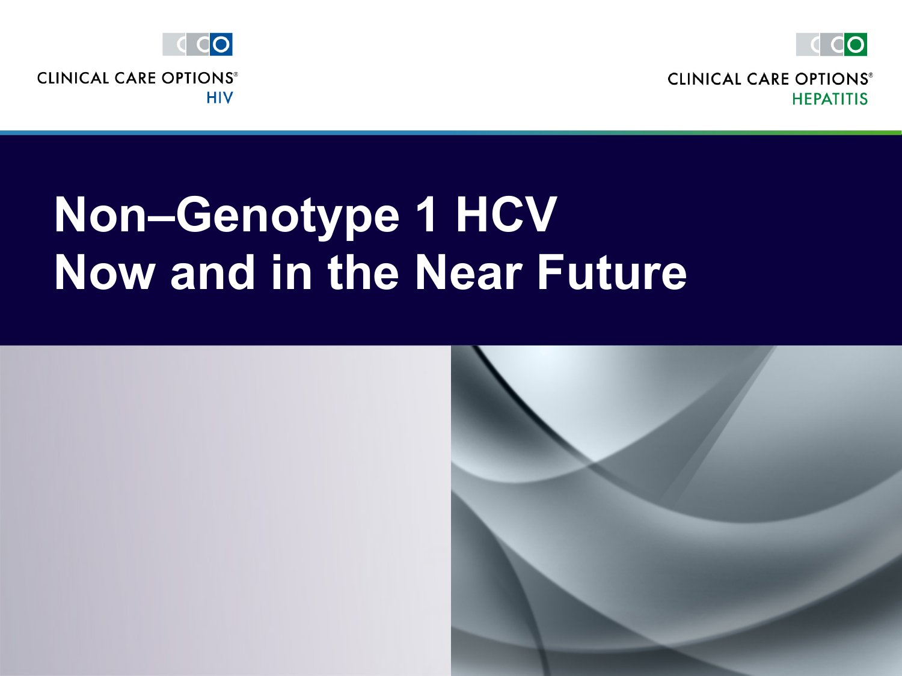CLINICAL CARE OPTIONS® HIV

CLINICAL CARE OPTIONS® HEPATITIS

# Non–Genotype 1 HCV Now and in the Near Future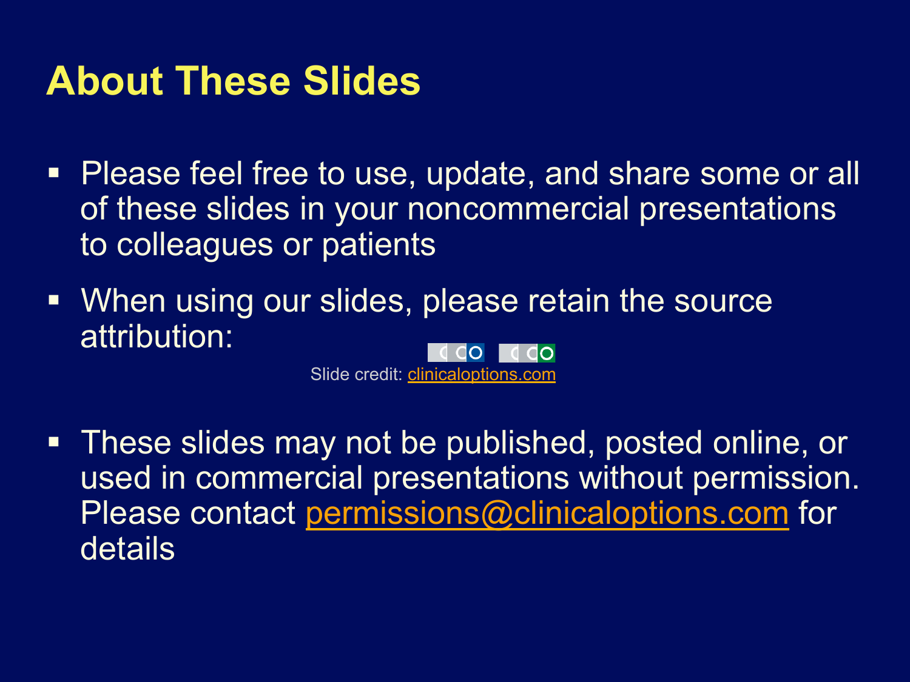# About These Slides

- Please feel free to use, update, and share some or all of these slides in your noncommercial presentations to colleagues or patients
- When using our slides, please retain the source attribution:

  Slide credit: clinicaloptions.com

- These slides may not be published, posted online, or used in commercial presentations without permission. Please contact permissions@clinicaloptions.com for details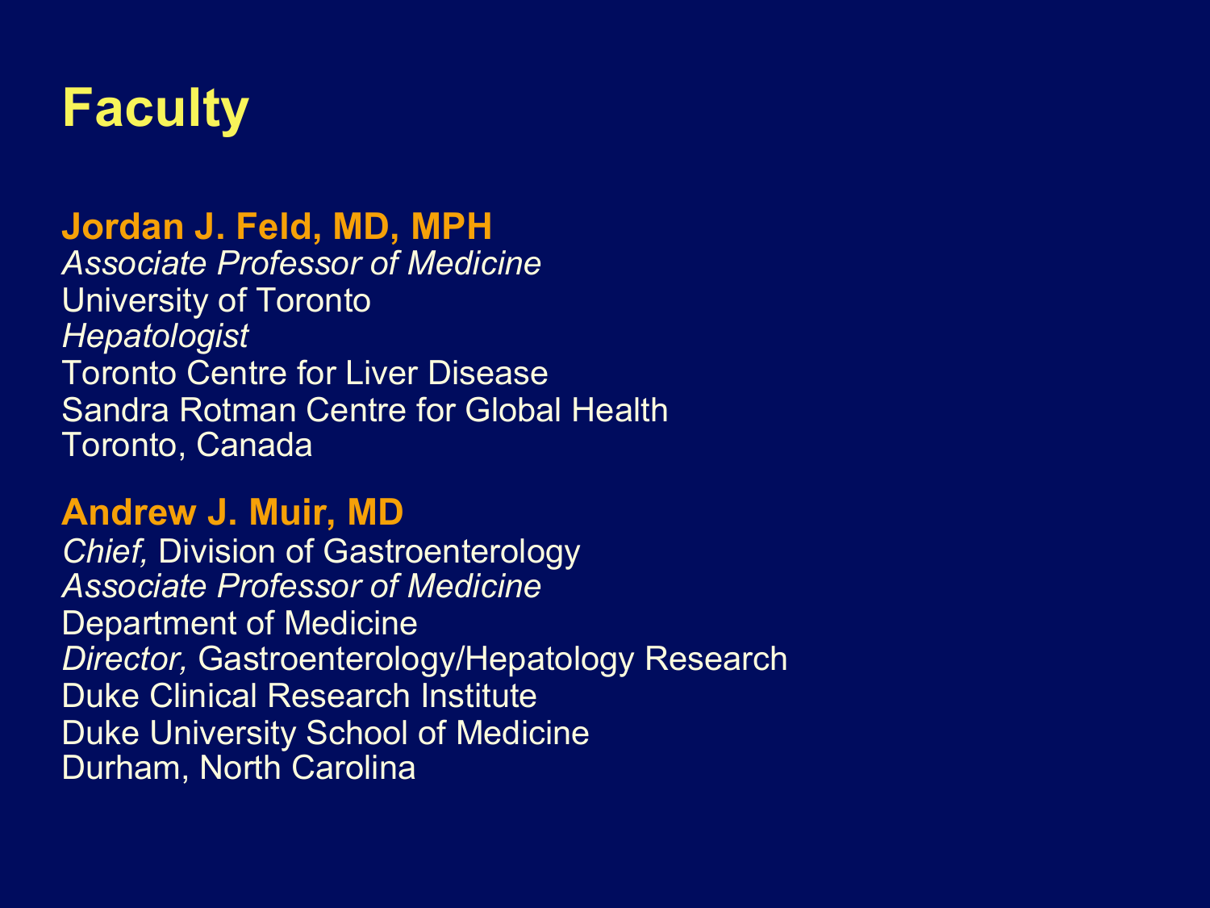# Faculty

**Jordan J. Feld, MD, MPH**
*Associate Professor of Medicine*
University of Toronto
*Hepatologist*
Toronto Centre for Liver Disease
Sandra Rotman Centre for Global Health
Toronto, Canada

**Andrew J. Muir, MD**
*Chief,* Division of Gastroenterology
*Associate Professor of Medicine*
Department of Medicine
*Director,* Gastroenterology/Hepatology Research
Duke Clinical Research Institute
Duke University School of Medicine
Durham, North Carolina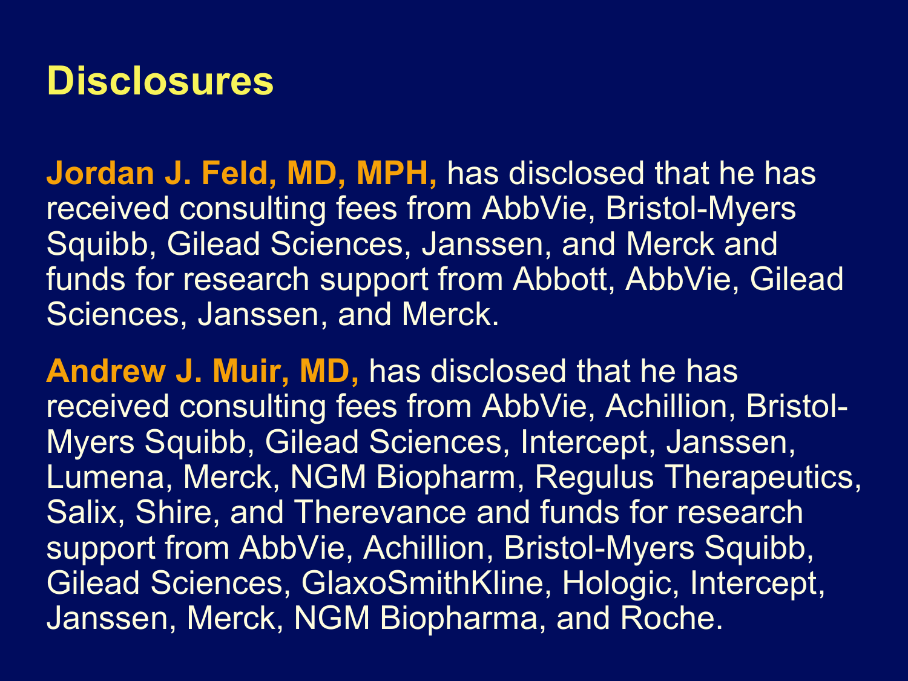# Disclosures

**Jordan J. Feld, MD, MPH,** has disclosed that he has received consulting fees from AbbVie, Bristol-Myers Squibb, Gilead Sciences, Janssen, and Merck and funds for research support from Abbott, AbbVie, Gilead Sciences, Janssen, and Merck.

**Andrew J. Muir, MD,** has disclosed that he has received consulting fees from AbbVie, Achillion, Bristol-Myers Squibb, Gilead Sciences, Intercept, Janssen, Lumena, Merck, NGM Biopharm, Regulus Therapeutics, Salix, Shire, and Therevance and funds for research support from AbbVie, Achillion, Bristol-Myers Squibb, Gilead Sciences, GlaxoSmithKline, Hologic, Intercept, Janssen, Merck, NGM Biopharma, and Roche.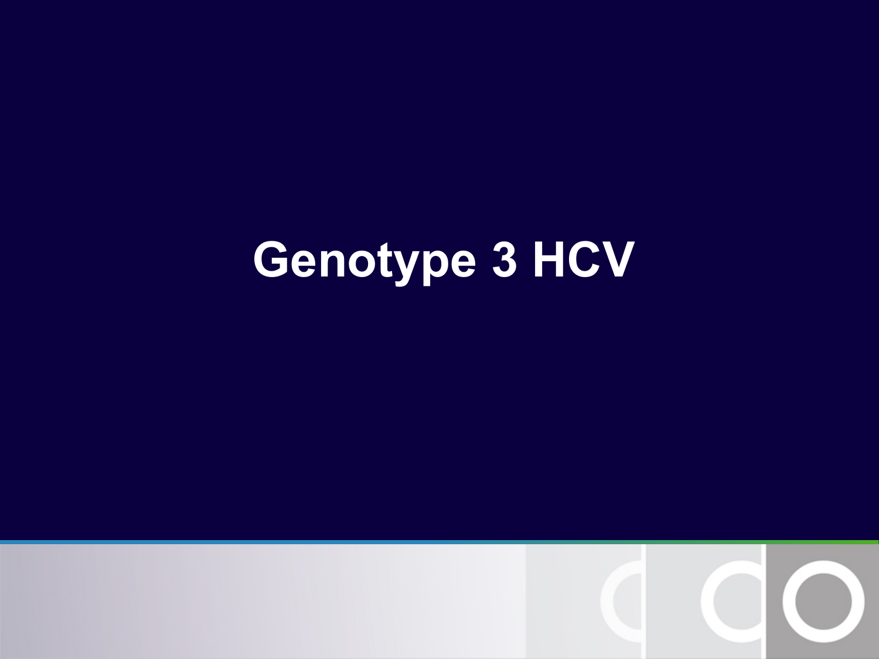# Genotype 3 HCV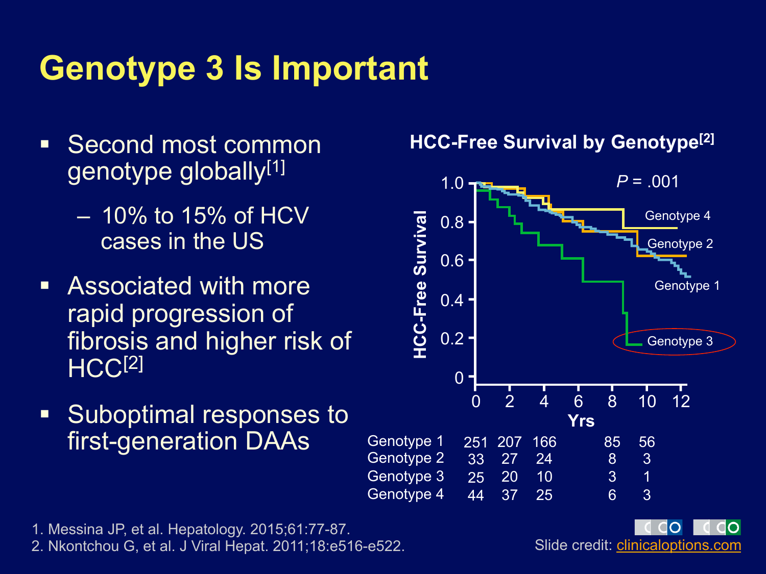# Genotype 3 Is Important

- Second most common genotype globally[1]
  - 10% to 15% of HCV cases in the US
- Associated with more rapid progression of fibrosis and higher risk of HCC[2]
- Suboptimal responses to first-generation DAAs

**HCC-Free Survival by Genotype[2]**

$P$ = .001

| Yrs | 0 | 2 | 4 | 8 | 10 |
|---|---|---|---|---|---|
| Genotype 1 | 251 | 207 | 166 | 85 | 56 |
| Genotype 2 | 33 | 27 | 24 | 8 | 3 |
| Genotype 3 | 25 | 20 | 10 | 3 | 1 |
| Genotype 4 | 44 | 37 | 25 | 6 | 3 |

1. Messina JP, et al. Hepatology. 2015;61:77-87.
2. Nkontchou G, et al. J Viral Hepat. 2011;18:e516-e522.

Slide credit: clinicaloptions.com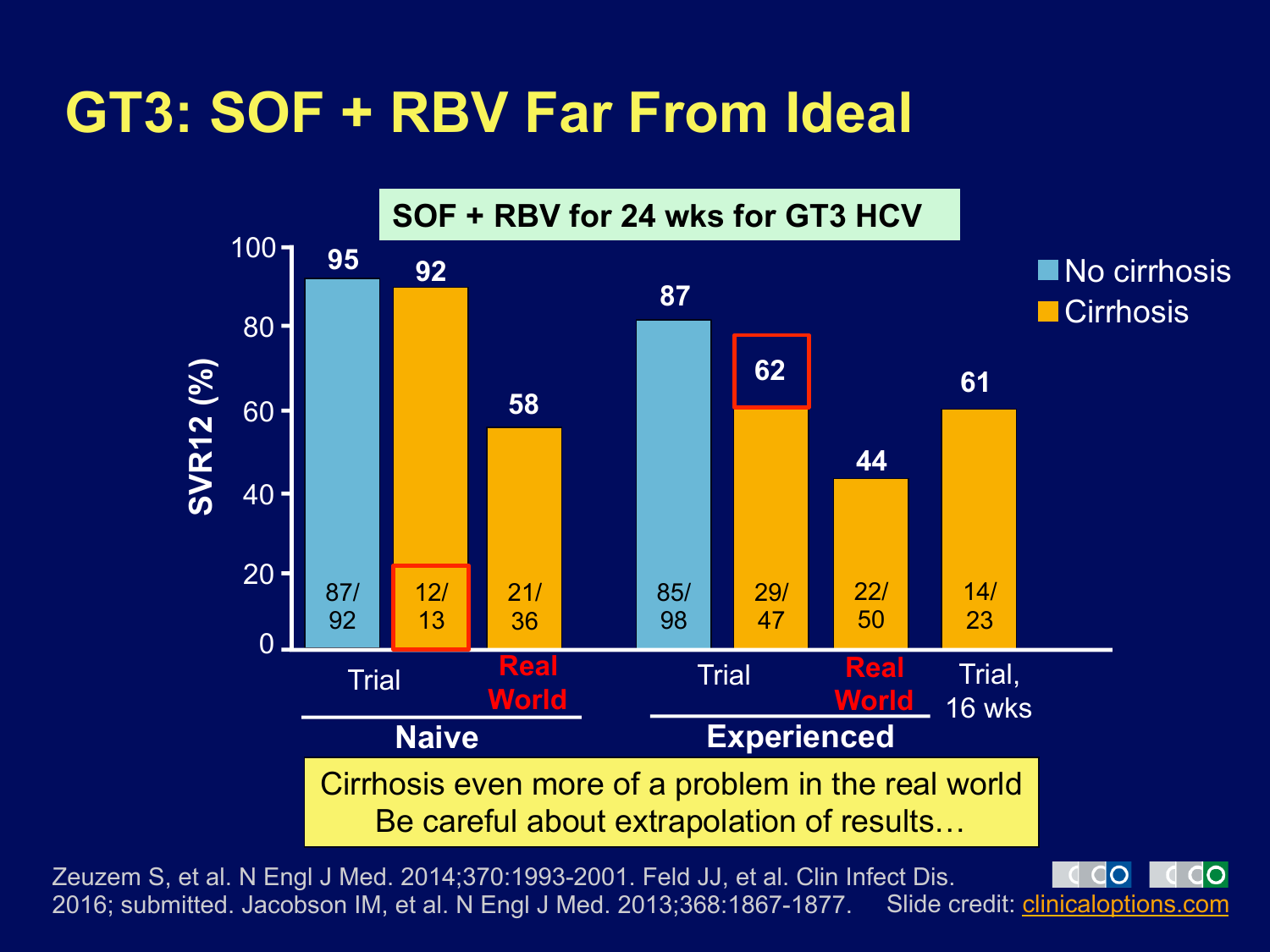# GT3: SOF + RBV Far From Ideal

**SOF + RBV for 24 wks for GT3 HCV**

| Group | Setting | Population | SVR12 (%) | n/N |
|---|---|---|---|---|
| Naive | Trial | No cirrhosis | 95 | 87/92 |
| Naive | Trial | Cirrhosis | 92 | 12/13 |
| Naive | Real World | Cirrhosis | 58 | 21/36 |
| Experienced | Trial | No cirrhosis | 87 | 85/98 |
| Experienced | Trial | Cirrhosis | 62 | 29/47 |
| Experienced | Real World | Cirrhosis | 44 | 22/50 |
| Experienced | Trial, 16 wks | Cirrhosis | 61 | 14/23 |

Cirrhosis even more of a problem in the real world
Be careful about extrapolation of results…

Zeuzem S, et al. N Engl J Med. 2014;370:1993-2001. Feld JJ, et al. Clin Infect Dis. 2016; submitted. Jacobson IM, et al. N Engl J Med. 2013;368:1867-1877.

Slide credit: clinicaloptions.com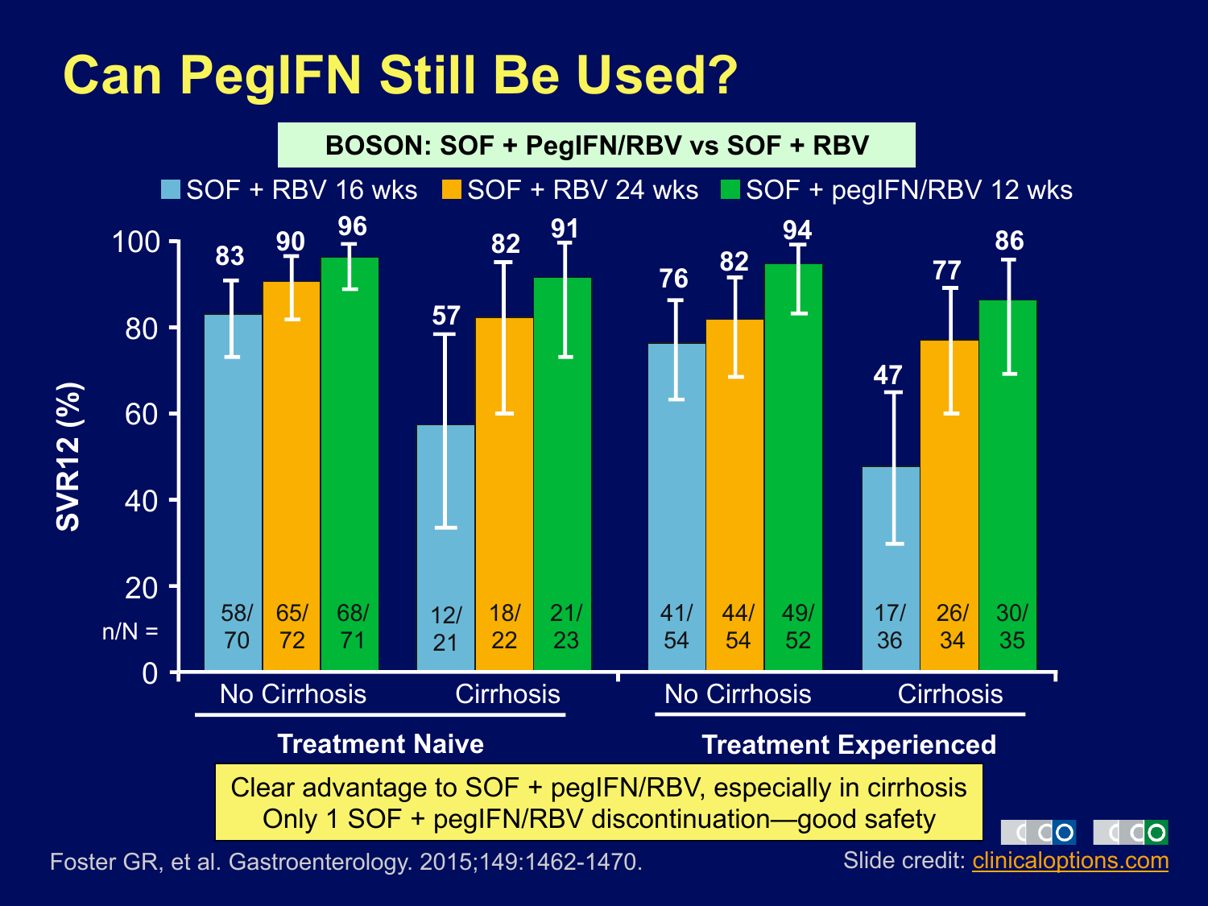# Can PegIFN Still Be Used?

**BOSON: SOF + PegIFN/RBV vs SOF + RBV**

SVR12 (%)

| | | SOF + RBV 16 wks | SOF + RBV 24 wks | SOF + pegIFN/RBV 12 wks |
|---|---|---|---|---|
| Treatment Naive | No Cirrhosis | 83 (58/70) | 90 (65/72) | 96 (68/71) |
| Treatment Naive | Cirrhosis | 57 (12/21) | 82 (18/22) | 91 (21/23) |
| Treatment Experienced | No Cirrhosis | 76 (41/54) | 82 (44/54) | 94 (49/52) |
| Treatment Experienced | Cirrhosis | 47 (17/36) | 77 (26/34) | 86 (30/35) |

Clear advantage to SOF + pegIFN/RBV, especially in cirrhosis
Only 1 SOF + pegIFN/RBV discontinuation—good safety

Foster GR, et al. Gastroenterology. 2015;149:1462-1470.

Slide credit: clinicaloptions.com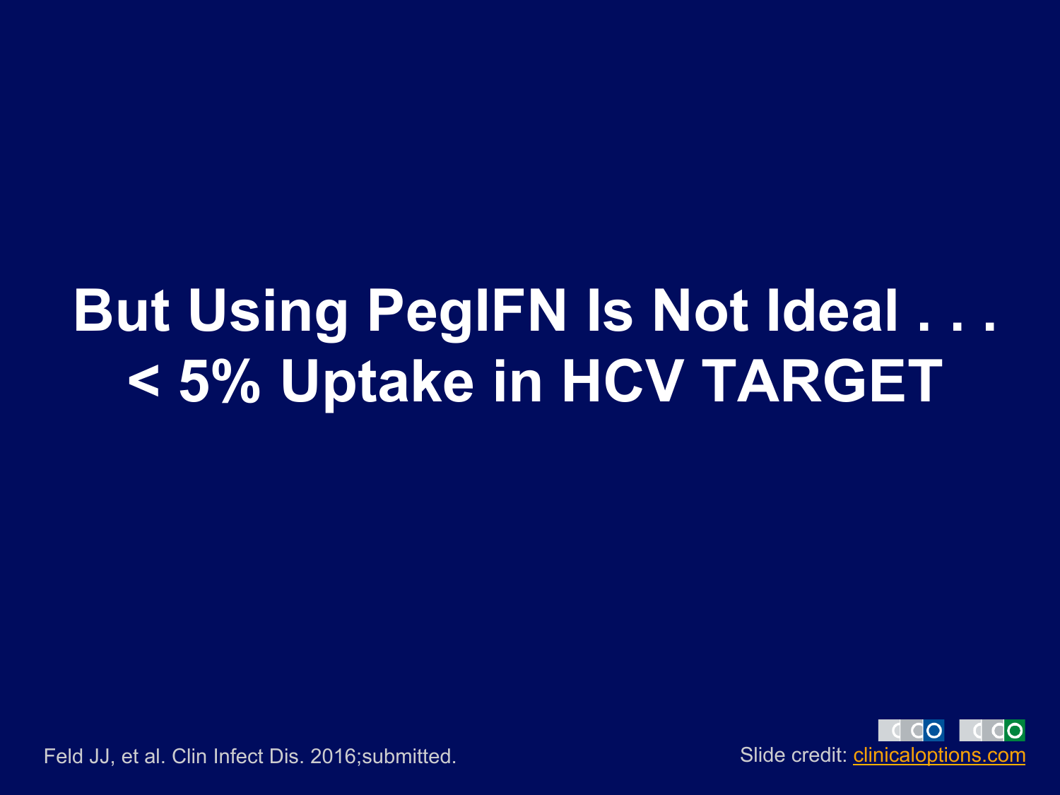# But Using PegIFN Is Not Ideal . . . < 5% Uptake in HCV TARGET

Feld JJ, et al. Clin Infect Dis. 2016;submitted.

Slide credit: clinicaloptions.com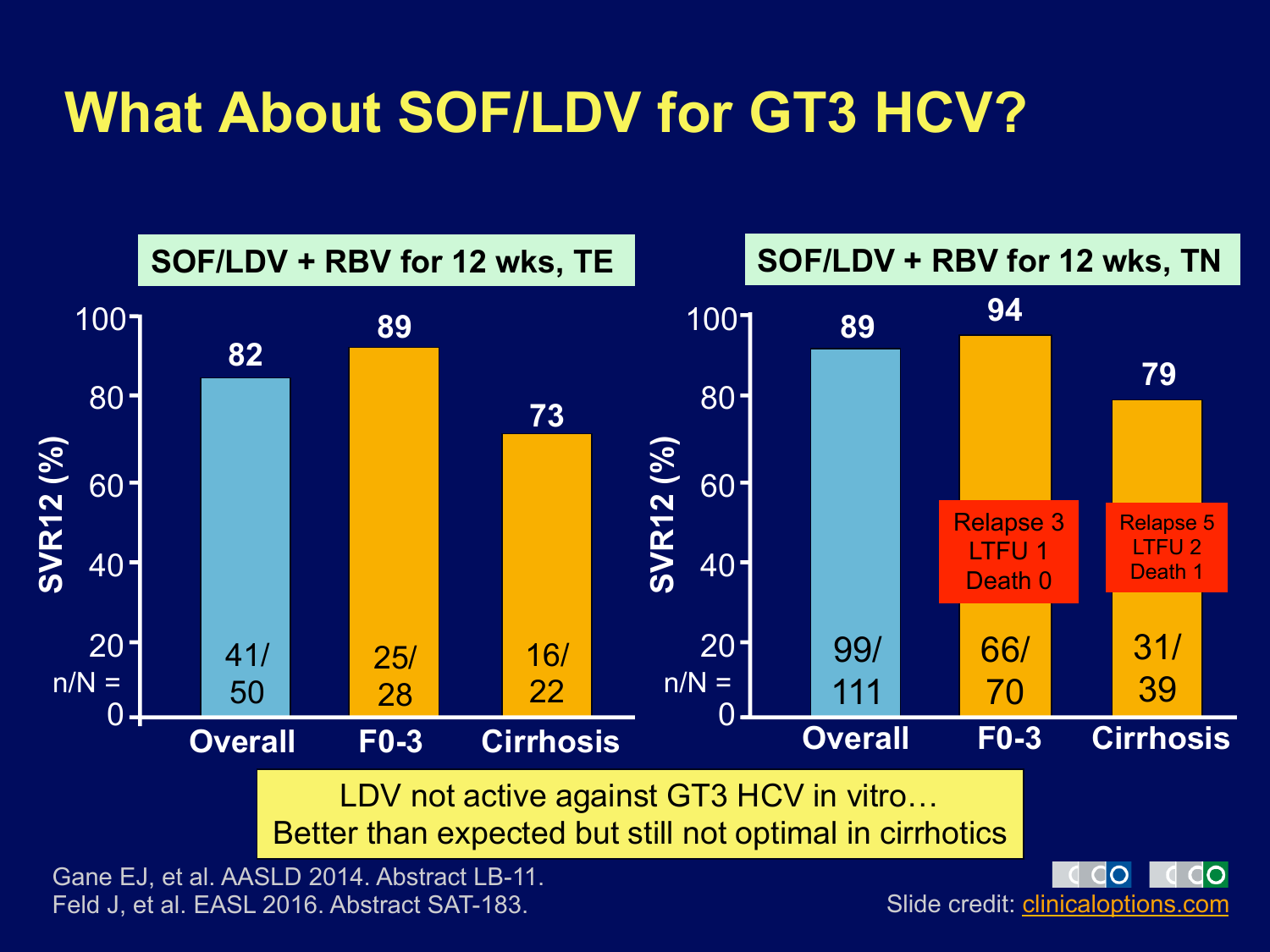# What About SOF/LDV for GT3 HCV?

**SOF/LDV + RBV for 12 wks, TE**

| | Overall | F0-3 | Cirrhosis |
|---|---|---|---|
| SVR12 (%) | 82 | 89 | 73 |
| n/N = | 41/50 | 25/28 | 16/22 |

**SOF/LDV + RBV for 12 wks, TN**

| | Overall | F0-3 | Cirrhosis |
|---|---|---|---|
| SVR12 (%) | 89 | 94 | 79 |
| n/N = | 99/111 | 66/70 | 31/39 |
| | | Relapse 3, LTFU 1, Death 0 | Relapse 5, LTFU 2, Death 1 |

LDV not active against GT3 HCV in vitro…
Better than expected but still not optimal in cirrhotics

Gane EJ, et al. AASLD 2014. Abstract LB-11.
Feld J, et al. EASL 2016. Abstract SAT-183.

Slide credit: clinicaloptions.com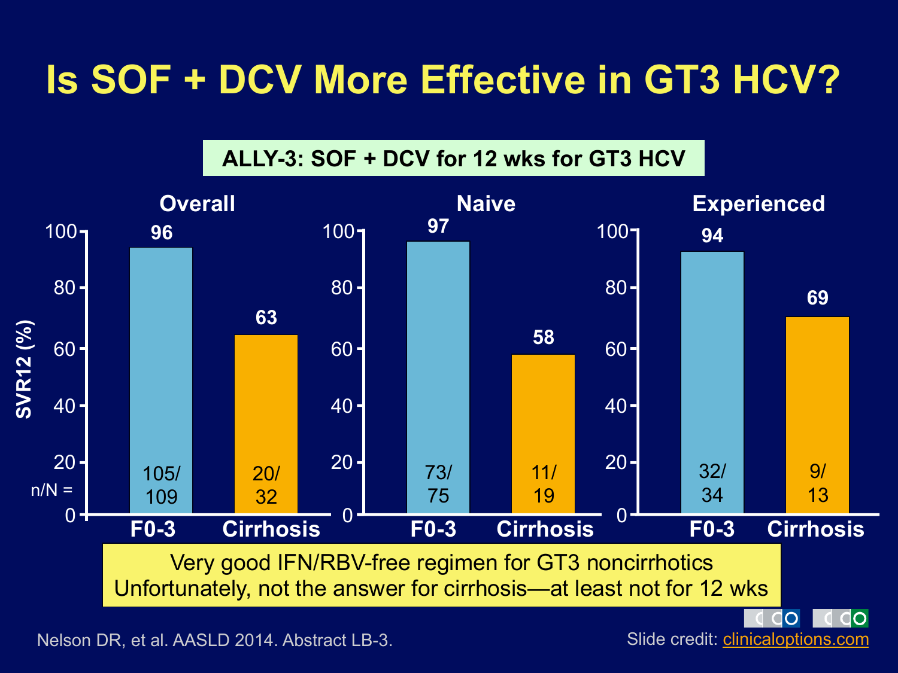# Is SOF + DCV More Effective in GT3 HCV?

**ALLY-3: SOF + DCV for 12 wks for GT3 HCV**

SVR12 (%)

| | Overall | | Naive | | Experienced | |
|---|---|---|---|---|---|---|
| | F0-3 | Cirrhosis | F0-3 | Cirrhosis | F0-3 | Cirrhosis |
| SVR12 (%) | 96 | 63 | 97 | 58 | 94 | 69 |
| n/N = | 105/109 | 20/32 | 73/75 | 11/19 | 32/34 | 9/13 |

Very good IFN/RBV-free regimen for GT3 noncirrhotics
Unfortunately, not the answer for cirrhosis—at least not for 12 wks

Nelson DR, et al. AASLD 2014. Abstract LB-3.

Slide credit: clinicaloptions.com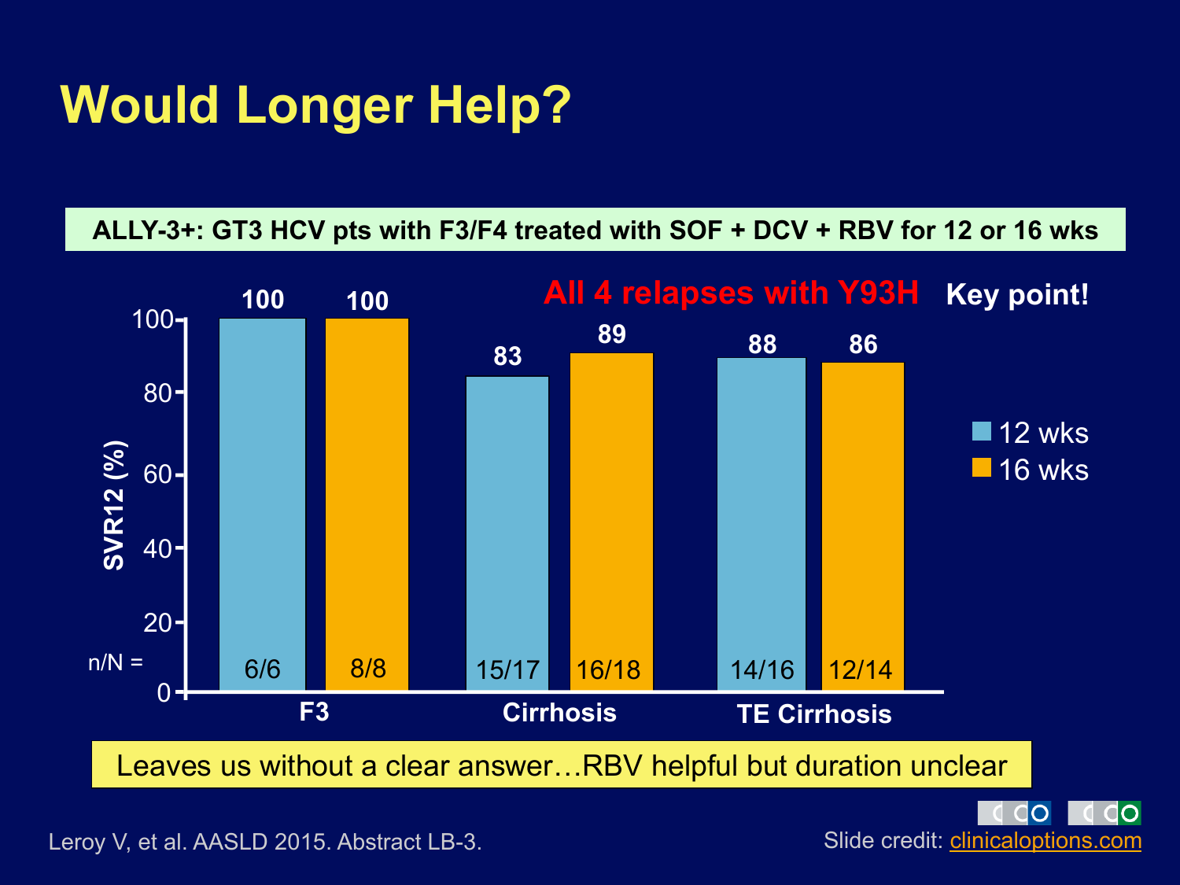# Would Longer Help?

**ALLY-3+: GT3 HCV pts with F3/F4 treated with SOF + DCV + RBV for 12 or 16 wks**

**All 4 relapses with Y93H** **Key point!**

| | 12 wks SVR12 (%) | 12 wks n/N | 16 wks SVR12 (%) | 16 wks n/N |
|---|---|---|---|---|
| F3 | 100 | 6/6 | 100 | 8/8 |
| Cirrhosis | 83 | 15/17 | 89 | 16/18 |
| TE Cirrhosis | 88 | 14/16 | 86 | 12/14 |

Leaves us without a clear answer…RBV helpful but duration unclear

Leroy V, et al. AASLD 2015. Abstract LB-3.

Slide credit: clinicaloptions.com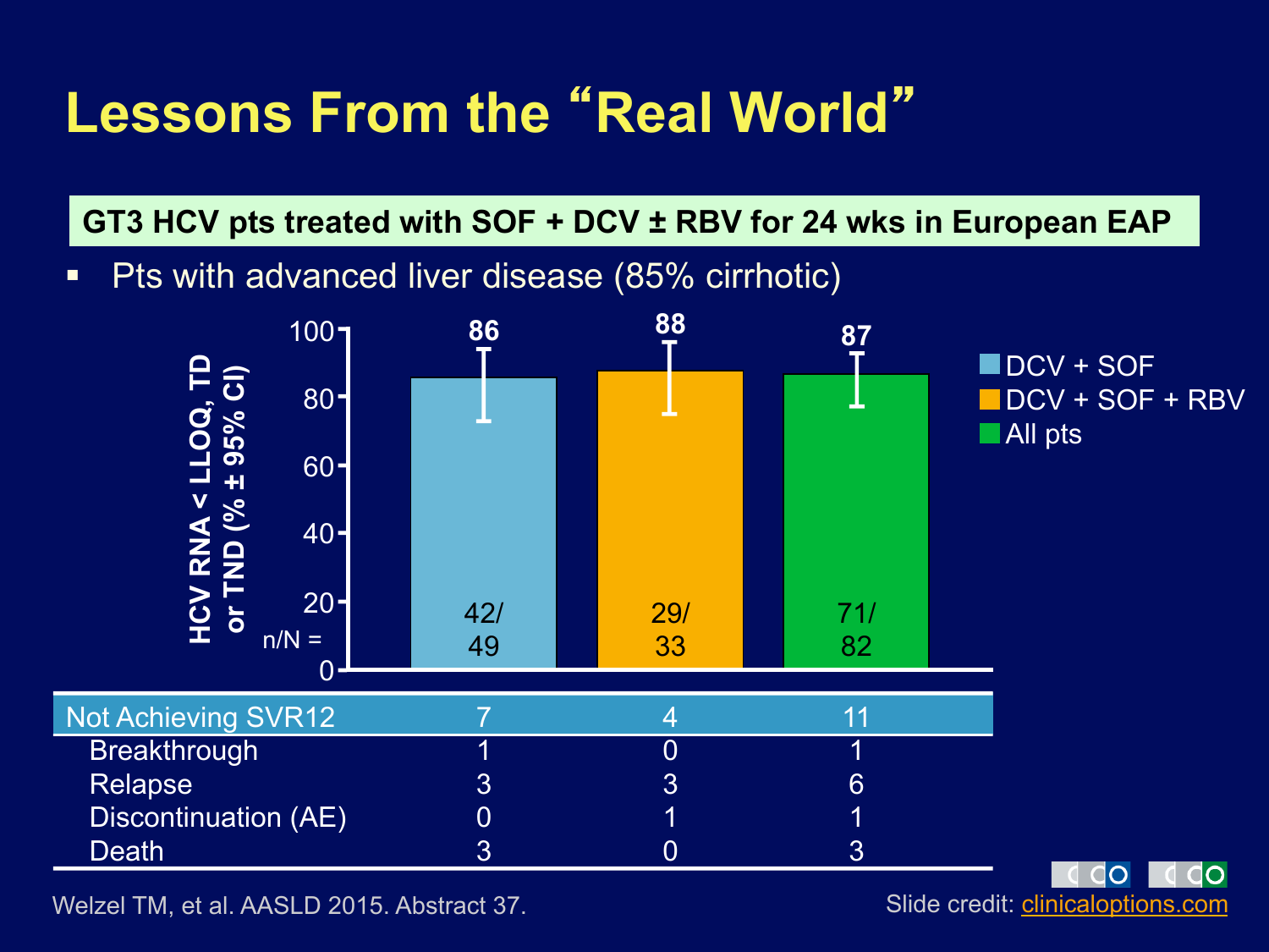# Lessons From the "Real World"

**GT3 HCV pts treated with SOF + DCV ± RBV for 24 wks in European EAP**

- Pts with advanced liver disease (85% cirrhotic)

HCV RNA < LLOQ, TD or TND (% ± 95% CI)

| | DCV + SOF | DCV + SOF + RBV | All pts |
|---|---|---|---|
| % | 86 | 88 | 87 |
| n/N = | 42/49 | 29/33 | 71/82 |

| | DCV + SOF | DCV + SOF + RBV | All pts |
|---|---|---|---|
| Not Achieving SVR12 | 7 | 4 | 11 |
| Breakthrough | 1 | 0 | 1 |
| Relapse | 3 | 3 | 6 |
| Discontinuation (AE) | 0 | 1 | 1 |
| Death | 3 | 0 | 3 |

Welzel TM, et al. AASLD 2015. Abstract 37.

Slide credit: clinicaloptions.com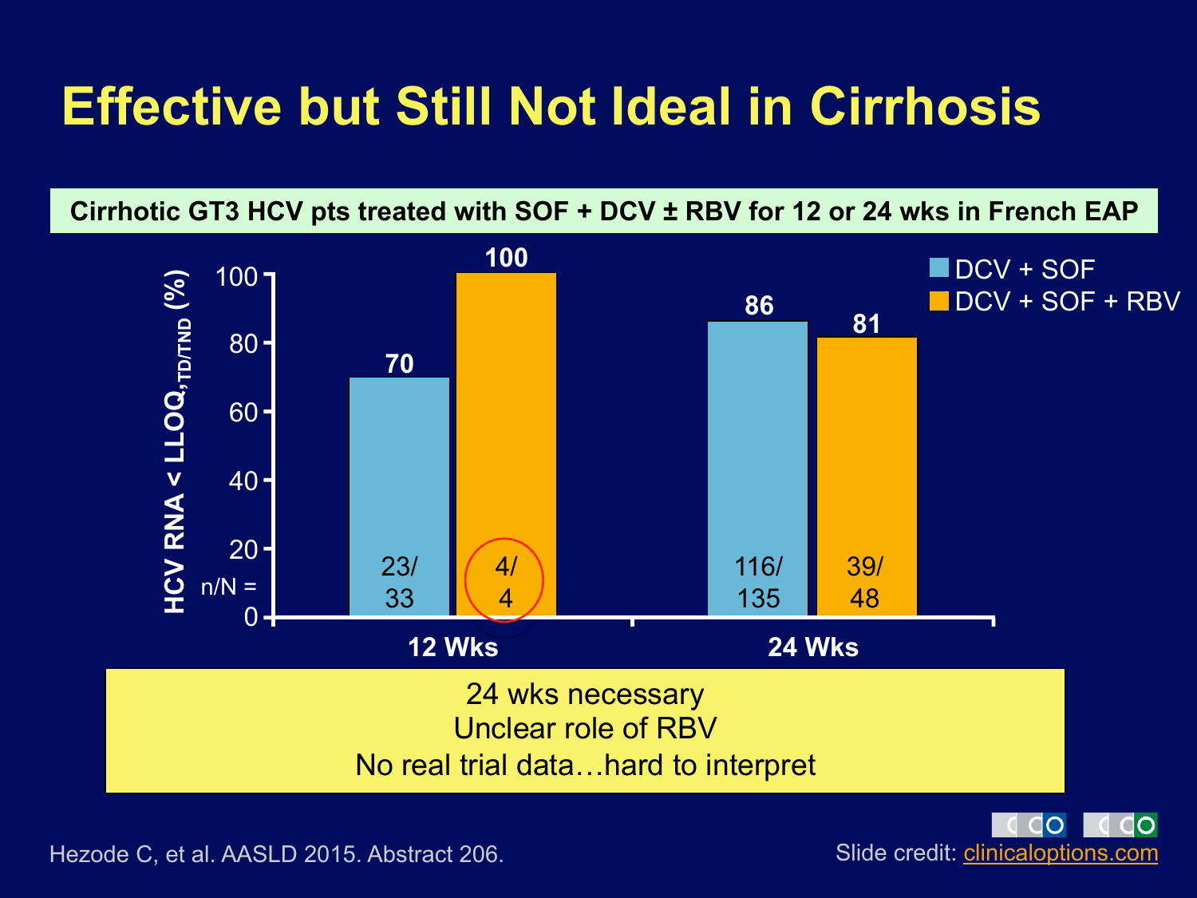# Effective but Still Not Ideal in Cirrhosis

**Cirrhotic GT3 HCV pts treated with SOF + DCV ± RBV for 12 or 24 wks in French EAP**

HCV RNA < $LLOQ_{TD/TND}$ (%)

| | DCV + SOF | DCV + SOF + RBV |
|---|---|---|
| 12 Wks | 70 (n/N = 23/33) | 100 (n/N = 4/4) |
| 24 Wks | 86 (n/N = 116/135) | 81 (n/N = 39/48) |

24 wks necessary
Unclear role of RBV
No real trial data…hard to interpret

Hezode C, et al. AASLD 2015. Abstract 206.

Slide credit: clinicaloptions.com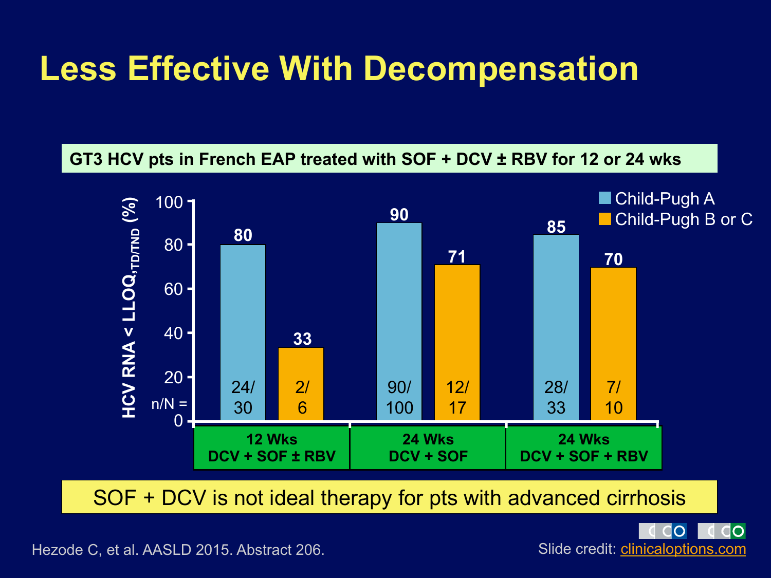# Less Effective With Decompensation

**GT3 HCV pts in French EAP treated with SOF + DCV ± RBV for 12 or 24 wks**

| Regimen | Child-Pugh A: HCV RNA < $LLOQ_{,TD/TND}$ (%) | Child-Pugh A: n/N | Child-Pugh B or C: HCV RNA < $LLOQ_{,TD/TND}$ (%) | Child-Pugh B or C: n/N |
|---|---|---|---|---|
| 12 Wks DCV + SOF ± RBV | 80 | 24/30 | 33 | 2/6 |
| 24 Wks DCV + SOF | 90 | 90/100 | 71 | 12/17 |
| 24 Wks DCV + SOF + RBV | 85 | 28/33 | 70 | 7/10 |

**SOF + DCV is not ideal therapy for pts with advanced cirrhosis**

Hezode C, et al. AASLD 2015. Abstract 206.

Slide credit: clinicaloptions.com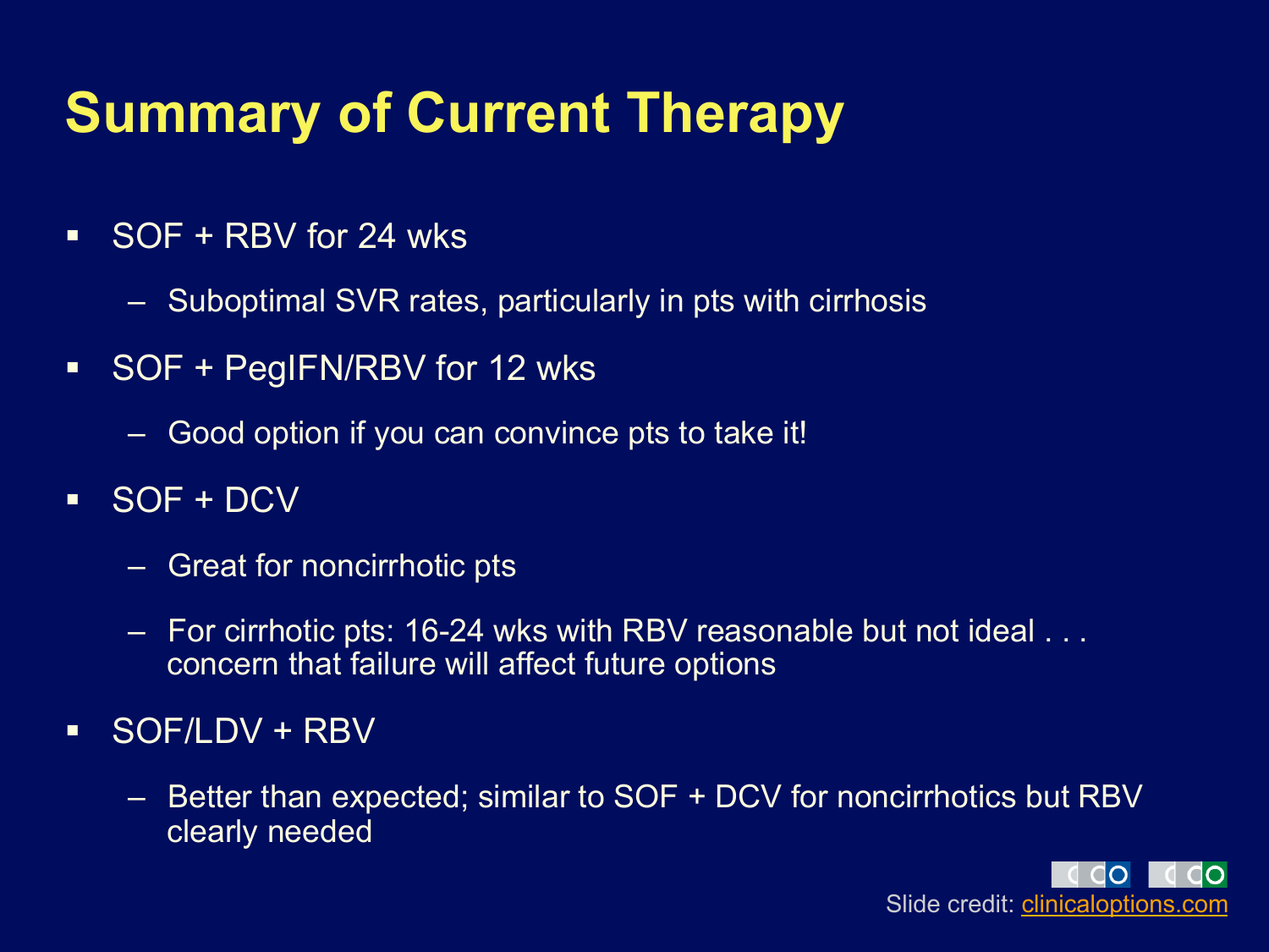# Summary of Current Therapy

- SOF + RBV for 24 wks
  - Suboptimal SVR rates, particularly in pts with cirrhosis
- SOF + PegIFN/RBV for 12 wks
  - Good option if you can convince pts to take it!
- SOF + DCV
  - Great for noncirrhotic pts
  - For cirrhotic pts: 16-24 wks with RBV reasonable but not ideal . . . concern that failure will affect future options
- SOF/LDV + RBV
  - Better than expected; similar to SOF + DCV for noncirrhotics but RBV clearly needed

Slide credit: clinicaloptions.com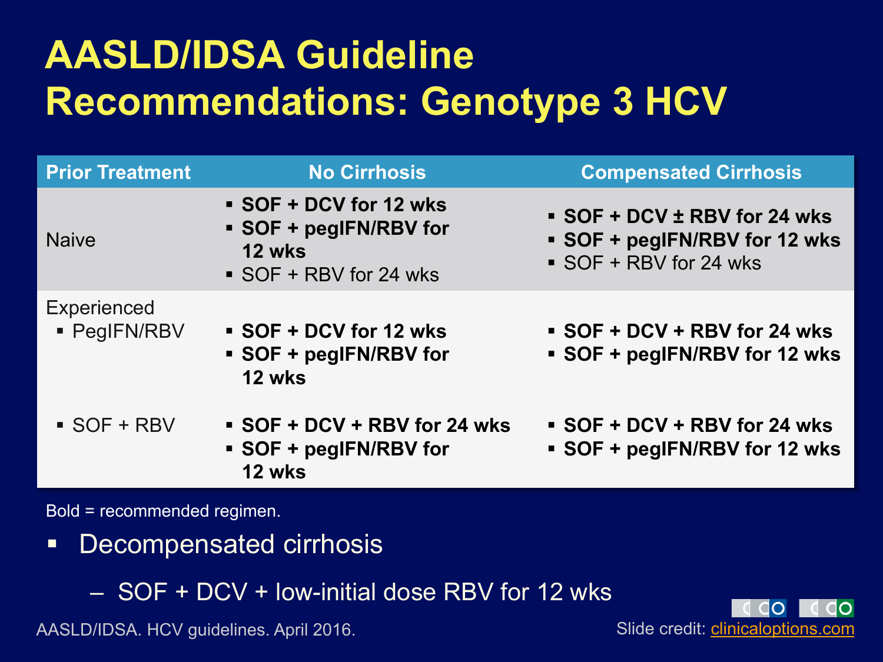# AASLD/IDSA Guideline Recommendations: Genotype 3 HCV

| Prior Treatment | No Cirrhosis | Compensated Cirrhosis |
|---|---|---|
| Naive | **SOF + DCV for 12 wks**<br>**SOF + pegIFN/RBV for 12 wks**<br>SOF + RBV for 24 wks | **SOF + DCV ± RBV for 24 wks**<br>**SOF + pegIFN/RBV for 12 wks**<br>SOF + RBV for 24 wks |
| Experienced<br>PegIFN/RBV | **SOF + DCV for 12 wks**<br>**SOF + pegIFN/RBV for 12 wks** | **SOF + DCV + RBV for 24 wks**<br>**SOF + pegIFN/RBV for 12 wks** |
| SOF + RBV | **SOF + DCV + RBV for 24 wks**<br>**SOF + pegIFN/RBV for 12 wks** | **SOF + DCV + RBV for 24 wks**<br>**SOF + pegIFN/RBV for 12 wks** |

Bold = recommended regimen.

- Decompensated cirrhosis
  - SOF + DCV + low-initial dose RBV for 12 wks

AASLD/IDSA. HCV guidelines. April 2016.

Slide credit: clinicaloptions.com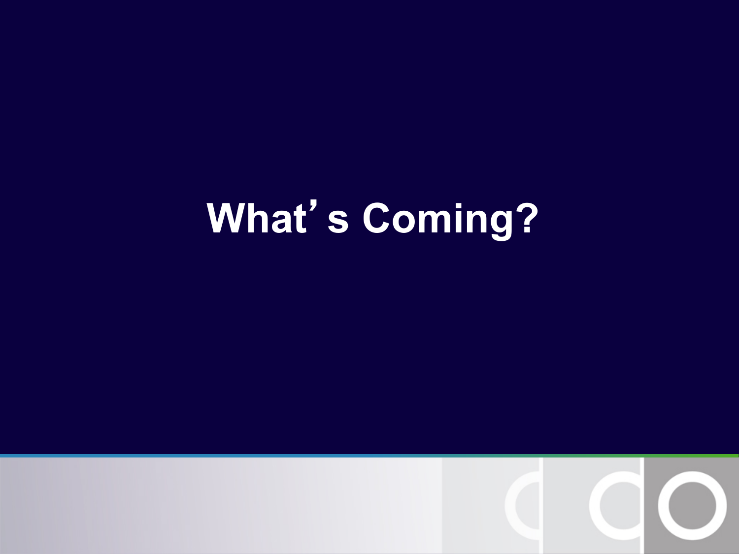# What's Coming?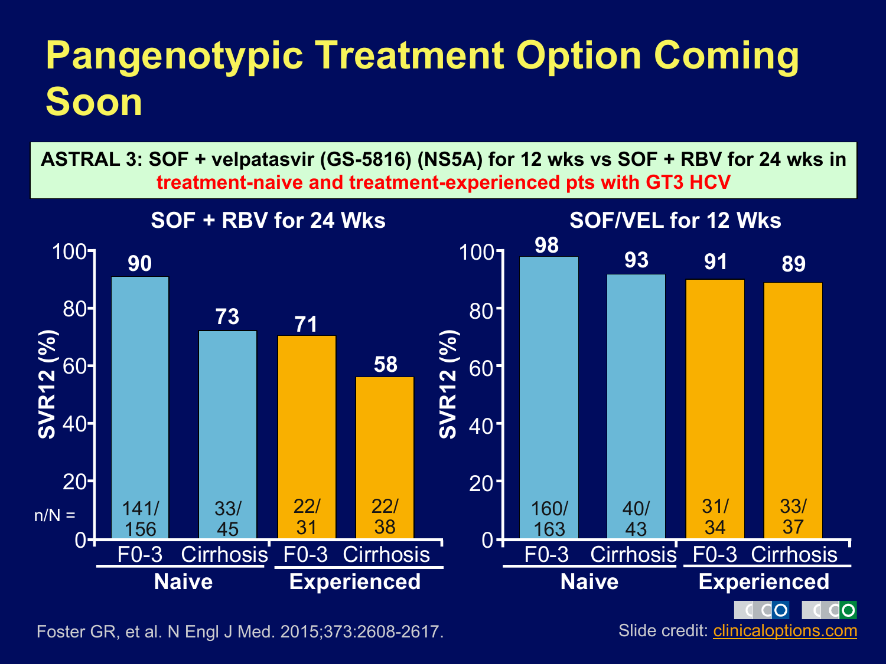# Pangenotypic Treatment Option Coming Soon

**ASTRAL 3: SOF + velpatasvir (GS-5816) (NS5A) for 12 wks vs SOF + RBV for 24 wks in treatment-naive and treatment-experienced pts with GT3 HCV**

**SOF + RBV for 24 Wks**

| | Naive F0-3 | Naive Cirrhosis | Experienced F0-3 | Experienced Cirrhosis |
|---|---|---|---|---|
| SVR12 (%) | 90 | 73 | 71 | 58 |
| n/N = | 141/156 | 33/45 | 22/31 | 22/38 |

**SOF/VEL for 12 Wks**

| | Naive F0-3 | Naive Cirrhosis | Experienced F0-3 | Experienced Cirrhosis |
|---|---|---|---|---|
| SVR12 (%) | 98 | 93 | 91 | 89 |
| n/N = | 160/163 | 40/43 | 31/34 | 33/37 |

Foster GR, et al. N Engl J Med. 2015;373:2608-2617.

Slide credit: clinicaloptions.com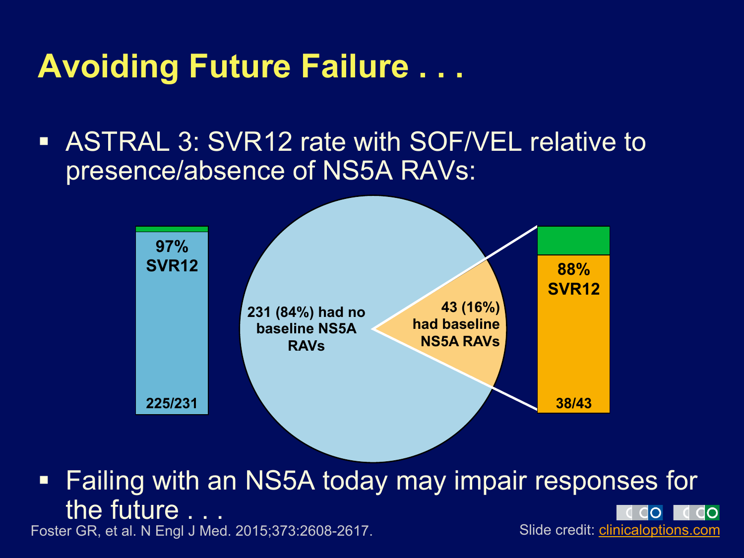# Avoiding Future Failure . . .

- ASTRAL 3: SVR12 rate with SOF/VEL relative to presence/absence of NS5A RAVs:

97% SVR12

225/231

231 (84%) had no baseline NS5A RAVs

43 (16%) had baseline NS5A RAVs

88% SVR12

38/43

- Failing with an NS5A today may impair responses for the future . . .

Foster GR, et al. N Engl J Med. 2015;373:2608-2617.

Slide credit: clinicaloptions.com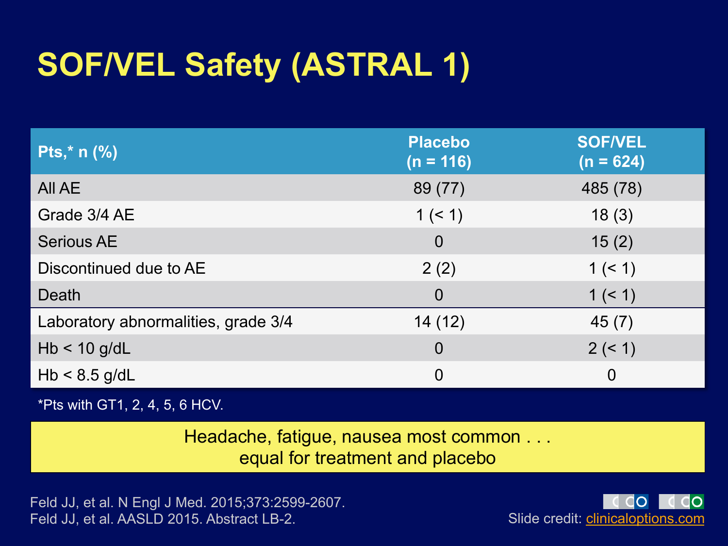# SOF/VEL Safety (ASTRAL 1)

| Pts,* n (%) | Placebo (n = 116) | SOF/VEL (n = 624) |
|---|---|---|
| All AE | 89 (77) | 485 (78) |
| Grade 3/4 AE | 1 (< 1) | 18 (3) |
| Serious AE | 0 | 15 (2) |
| Discontinued due to AE | 2 (2) | 1 (< 1) |
| Death | 0 | 1 (< 1) |
| Laboratory abnormalities, grade 3/4 | 14 (12) | 45 (7) |
| Hb < 10 g/dL | 0 | 2 (< 1) |
| Hb < 8.5 g/dL | 0 | 0 |

*Pts with GT1, 2, 4, 5, 6 HCV.

Headache, fatigue, nausea most common . . . equal for treatment and placebo

Feld JJ, et al. N Engl J Med. 2015;373:2599-2607.
Feld JJ, et al. AASLD 2015. Abstract LB-2.

Slide credit: clinicaloptions.com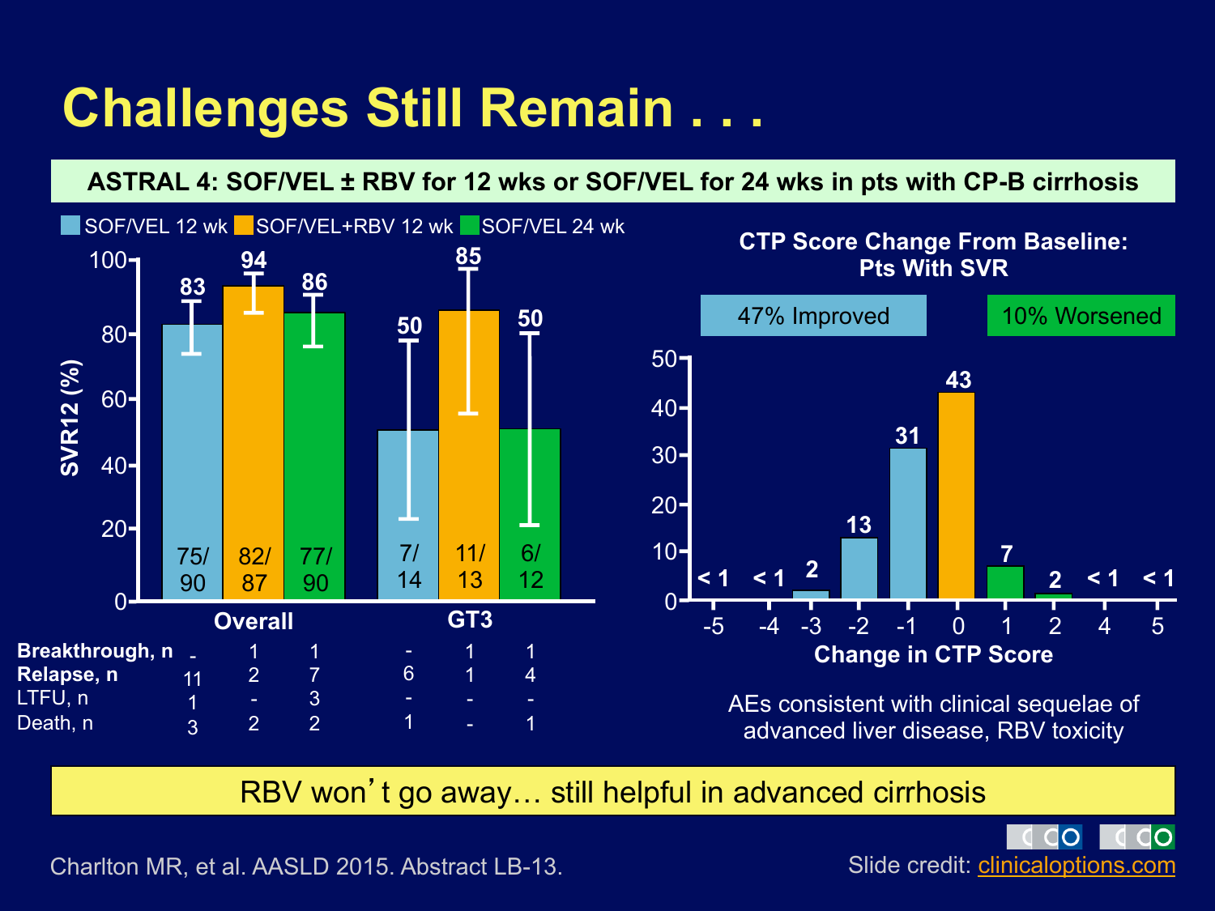# Challenges Still Remain . . .

**ASTRAL 4: SOF/VEL ± RBV for 12 wks or SOF/VEL for 24 wks in pts with CP-B cirrhosis**

SOF/VEL 12 wk | SOF/VEL+RBV 12 wk | SOF/VEL 24 wk

SVR12 (%)

| | Overall | | | GT3 | | |
|---|---|---|---|---|---|---|
| | SOF/VEL 12 wk | SOF/VEL+RBV 12 wk | SOF/VEL 24 wk | SOF/VEL 12 wk | SOF/VEL+RBV 12 wk | SOF/VEL 24 wk |
| SVR12 (%) | 83 | 94 | 86 | 50 | 85 | 50 |
| n/N | 75/90 | 82/87 | 77/90 | 7/14 | 11/13 | 6/12 |
| **Breakthrough, n** | - | 1 | 1 | - | 1 | 1 |
| **Relapse, n** | 11 | 2 | 7 | 6 | 1 | 4 |
| LTFU, n | 1 | - | 3 | - | - | - |
| Death, n | 3 | 2 | 2 | 1 | - | 1 |

**CTP Score Change From Baseline: Pts With SVR**

47% Improved | 10% Worsened

| Change in CTP Score | -5 | -4 | -3 | -2 | -1 | 0 | 1 | 2 | 4 | 5 |
|---|---|---|---|---|---|---|---|---|---|---|
| % | < 1 | < 1 | 2 | 13 | 31 | 43 | 7 | 2 | < 1 | < 1 |

AEs consistent with clinical sequelae of advanced liver disease, RBV toxicity

RBV won't go away… still helpful in advanced cirrhosis

Charlton MR, et al. AASLD 2015. Abstract LB-13.

Slide credit: clinicaloptions.com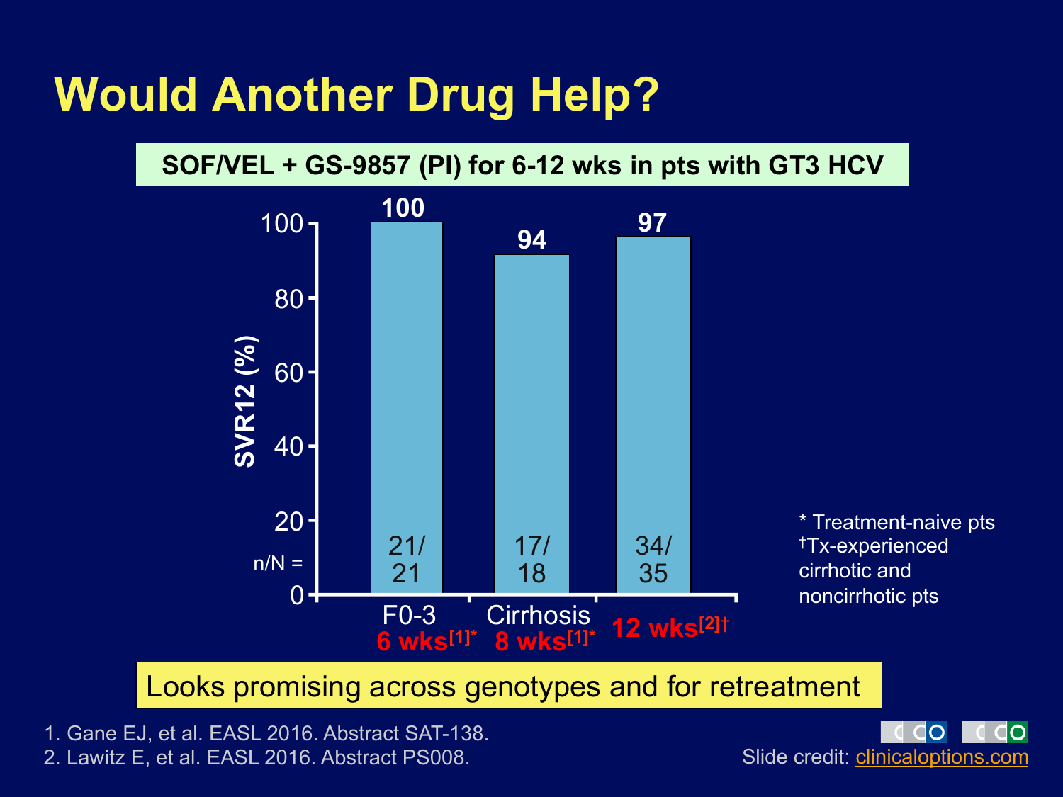# Would Another Drug Help?

**SOF/VEL + GS-9857 (PI) for 6-12 wks in pts with GT3 HCV**

| | F0-3 6 wks[1]* | Cirrhosis 8 wks[1]* | 12 wks[2]† |
|---|---|---|---|
| SVR12 (%) | 100 | 94 | 97 |
| n/N = | 21/21 | 17/18 | 34/35 |

\* Treatment-naive pts
†Tx-experienced cirrhotic and noncirrhotic pts

Looks promising across genotypes and for retreatment

1. Gane EJ, et al. EASL 2016. Abstract SAT-138.
2. Lawitz E, et al. EASL 2016. Abstract PS008.

Slide credit: clinicaloptions.com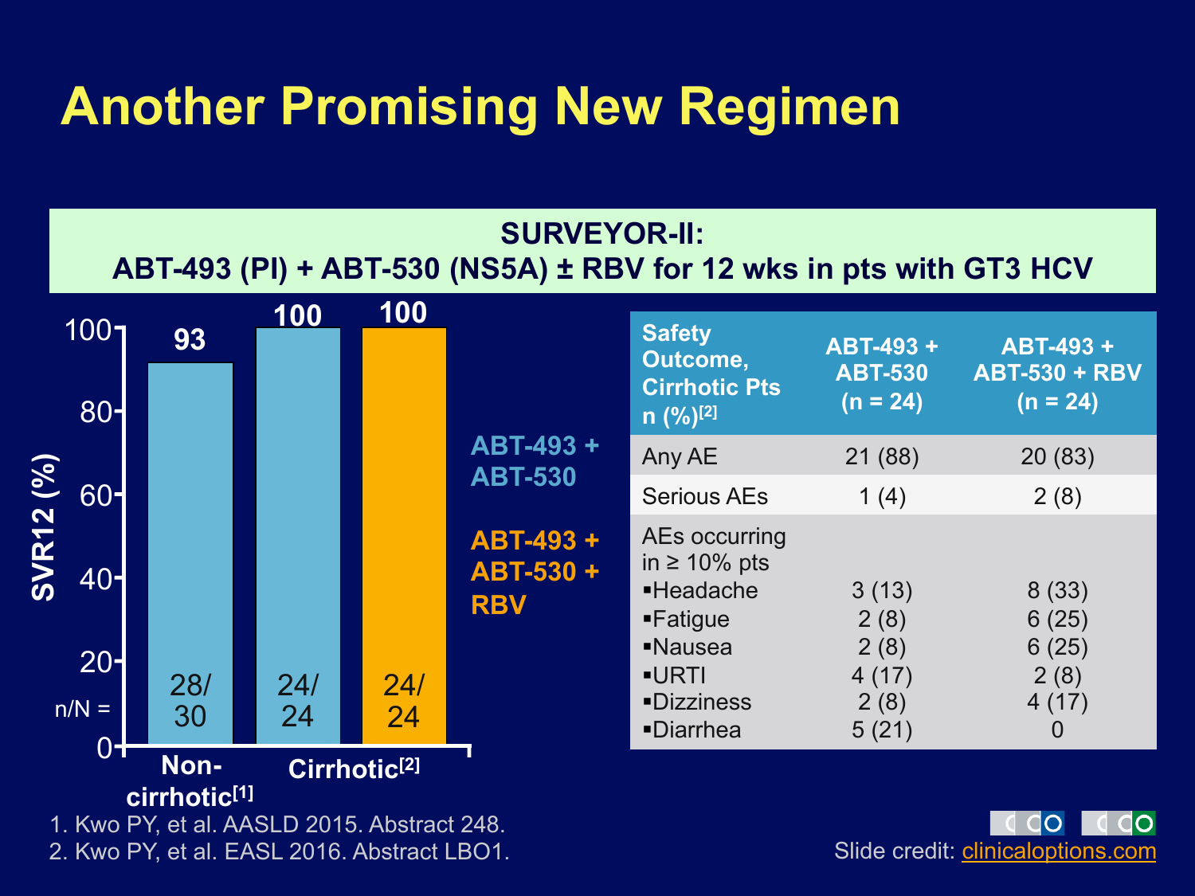# Another Promising New Regimen

**SURVEYOR-II:**
**ABT-493 (PI) + ABT-530 (NS5A) ± RBV for 12 wks in pts with GT3 HCV**

| Group | SVR12 (%) | n/N |
|---|---|---|
| Non-cirrhotic[1] – ABT-493 + ABT-530 | 93 | 28/30 |
| Cirrhotic[2] – ABT-493 + ABT-530 | 100 | 24/24 |
| Cirrhotic[2] – ABT-493 + ABT-530 + RBV | 100 | 24/24 |

| Safety Outcome, Cirrhotic Pts n (%)[2] | ABT-493 + ABT-530 (n = 24) | ABT-493 + ABT-530 + RBV (n = 24) |
|---|---|---|
| Any AE | 21 (88) | 20 (83) |
| Serious AEs | 1 (4) | 2 (8) |
| AEs occurring in ≥ 10% pts | | |
| ▪Headache | 3 (13) | 8 (33) |
| ▪Fatigue | 2 (8) | 6 (25) |
| ▪Nausea | 2 (8) | 6 (25) |
| ▪URTI | 4 (17) | 2 (8) |
| ▪Dizziness | 2 (8) | 4 (17) |
| ▪Diarrhea | 5 (21) | 0 |

1. Kwo PY, et al. AASLD 2015. Abstract 248.
2. Kwo PY, et al. EASL 2016. Abstract LBO1.

Slide credit: clinicaloptions.com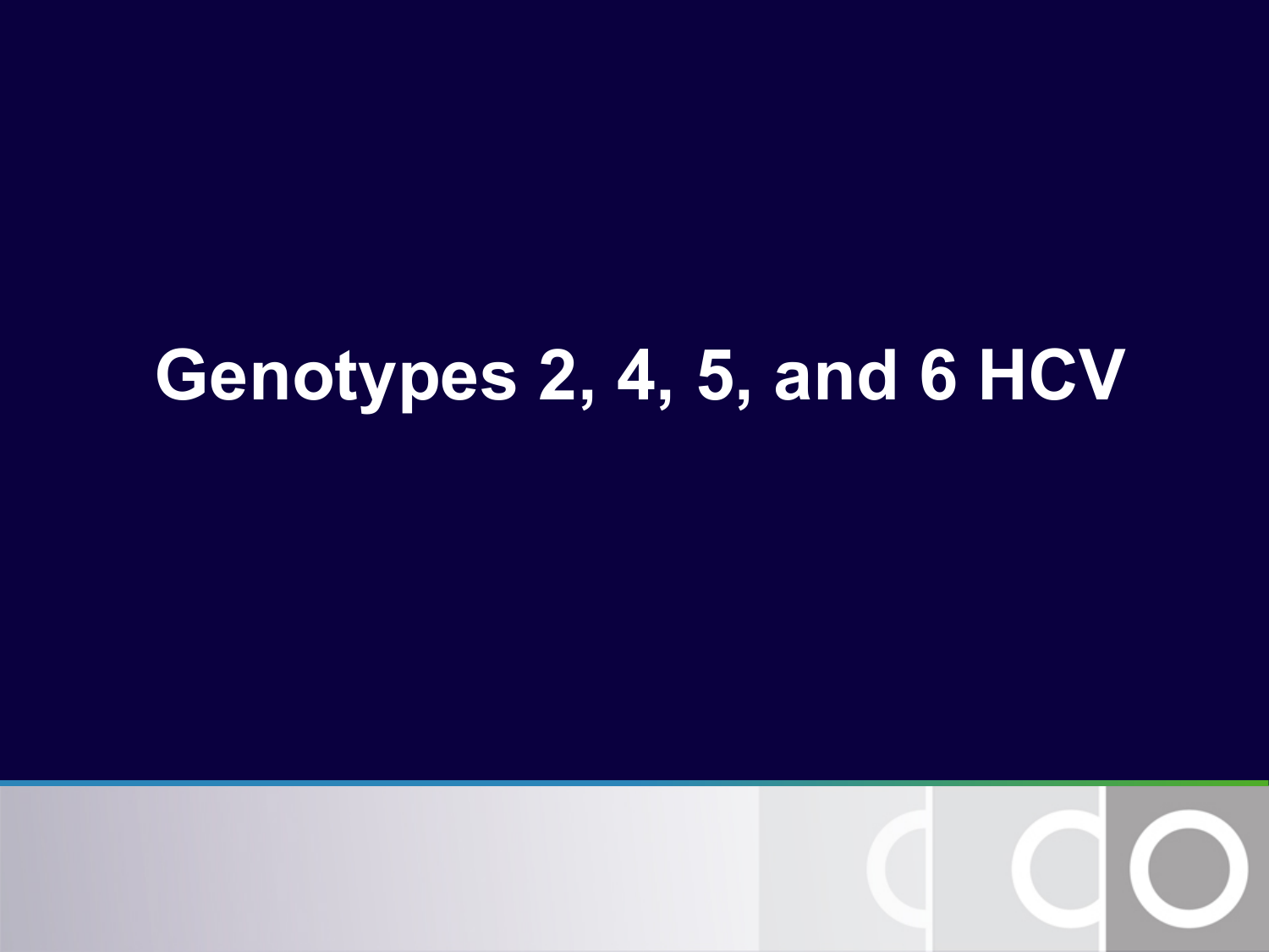# Genotypes 2, 4, 5, and 6 HCV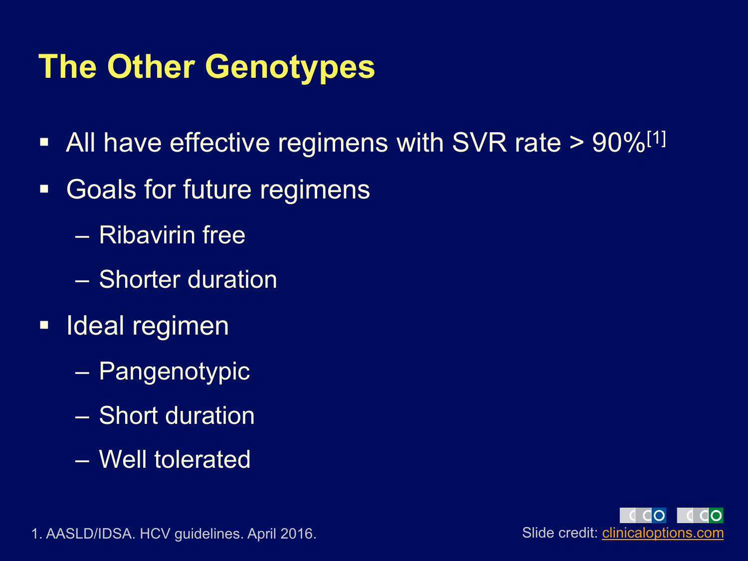# The Other Genotypes

- All have effective regimens with SVR rate > 90%[1]
- Goals for future regimens
  - Ribavirin free
  - Shorter duration
- Ideal regimen
  - Pangenotypic
  - Short duration
  - Well tolerated

1. AASLD/IDSA. HCV guidelines. April 2016.

Slide credit: clinicaloptions.com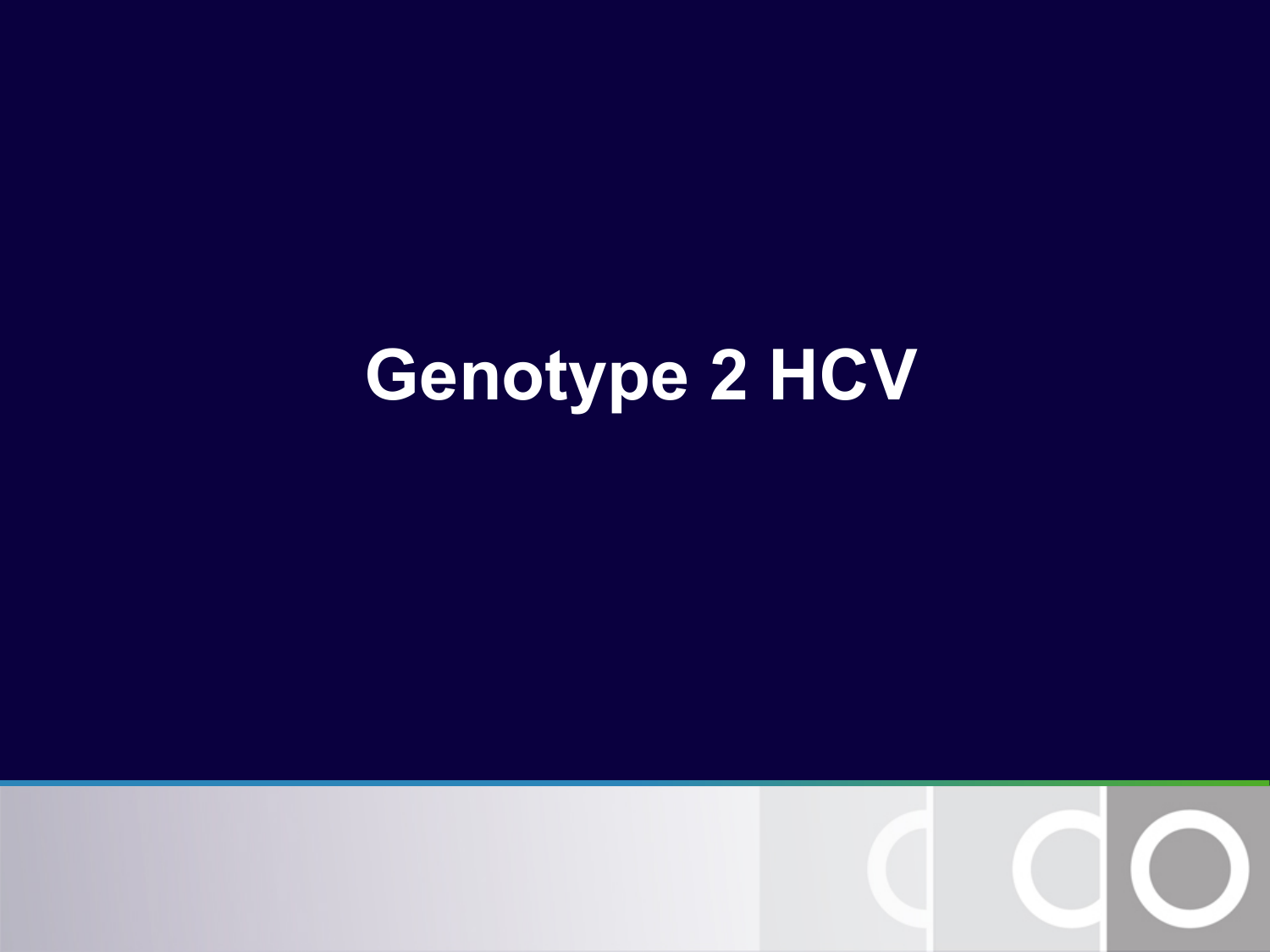# Genotype 2 HCV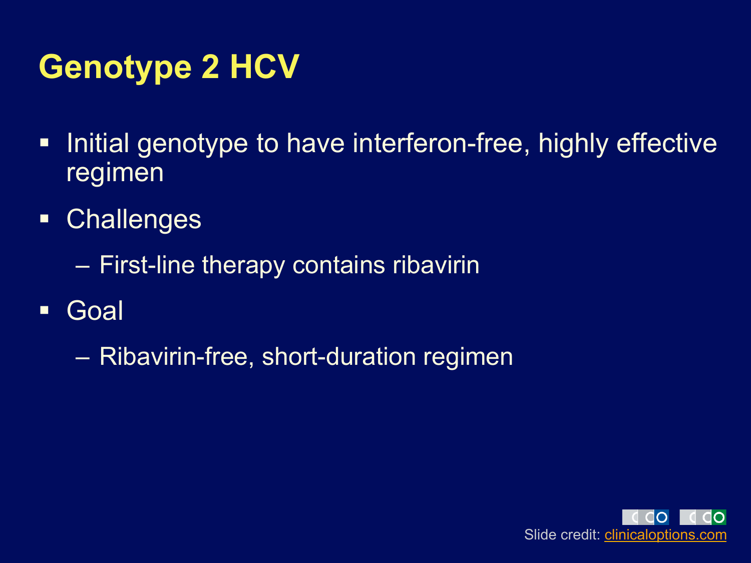# Genotype 2 HCV

- Initial genotype to have interferon-free, highly effective regimen
- Challenges
  - First-line therapy contains ribavirin
- Goal
  - Ribavirin-free, short-duration regimen

Slide credit: clinicaloptions.com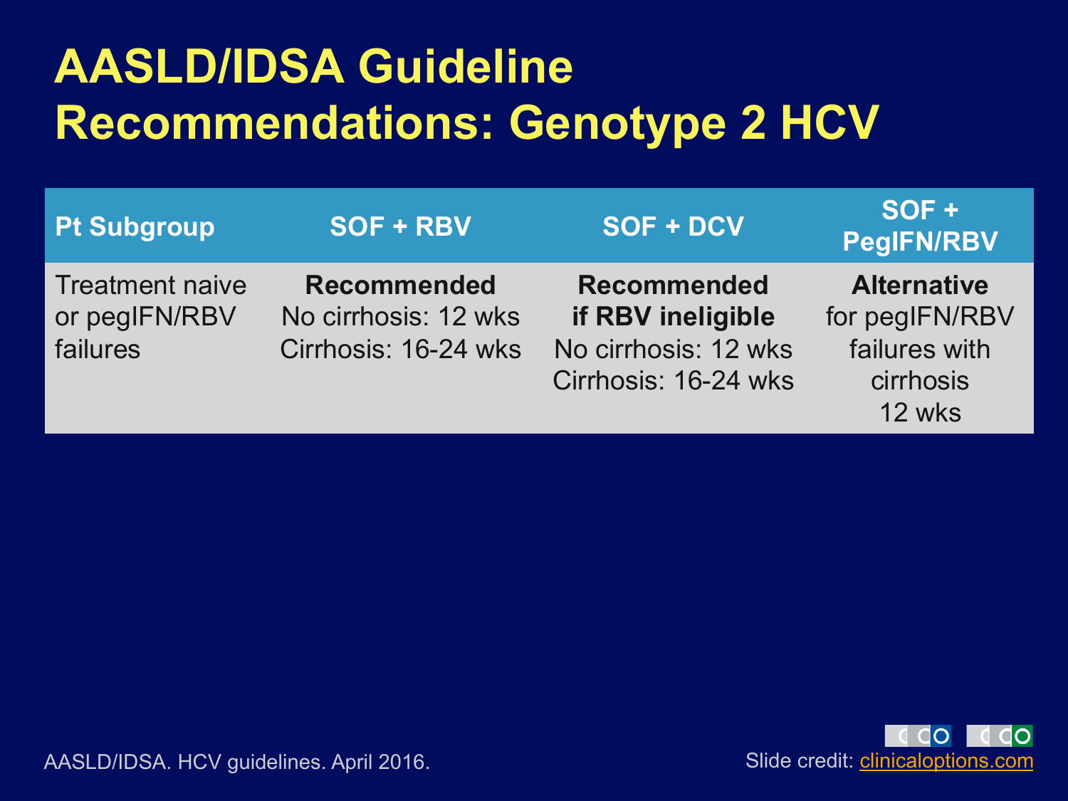# AASLD/IDSA Guideline Recommendations: Genotype 2 HCV

| Pt Subgroup | SOF + RBV | SOF + DCV | SOF + PegIFN/RBV |
|---|---|---|---|
| Treatment naive or pegIFN/RBV failures | **Recommended**<br>No cirrhosis: 12 wks<br>Cirrhosis: 16-24 wks | **Recommended if RBV ineligible**<br>No cirrhosis: 12 wks<br>Cirrhosis: 16-24 wks | **Alternative**<br>for pegIFN/RBV failures with cirrhosis<br>12 wks |

AASLD/IDSA. HCV guidelines. April 2016.

Slide credit: clinicaloptions.com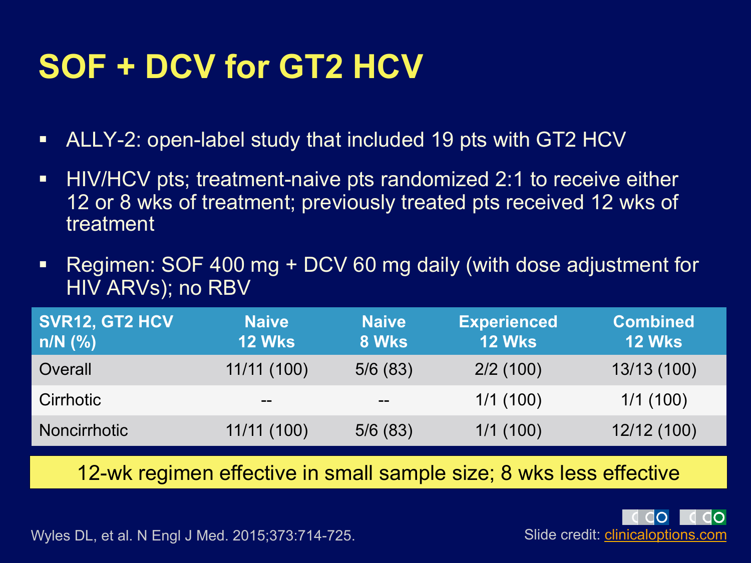# SOF + DCV for GT2 HCV

- ALLY-2: open-label study that included 19 pts with GT2 HCV
- HIV/HCV pts; treatment-naive pts randomized 2:1 to receive either 12 or 8 wks of treatment; previously treated pts received 12 wks of treatment
- Regimen: SOF 400 mg + DCV 60 mg daily (with dose adjustment for HIV ARVs); no RBV

| SVR12, GT2 HCV n/N (%) | Naive 12 Wks | Naive 8 Wks | Experienced 12 Wks | Combined 12 Wks |
|---|---|---|---|---|
| Overall | 11/11 (100) | 5/6 (83) | 2/2 (100) | 13/13 (100) |
| Cirrhotic | -- | -- | 1/1 (100) | 1/1 (100) |
| Noncirrhotic | 11/11 (100) | 5/6 (83) | 1/1 (100) | 12/12 (100) |

**12-wk regimen effective in small sample size; 8 wks less effective**

Wyles DL, et al. N Engl J Med. 2015;373:714-725.

Slide credit: clinicaloptions.com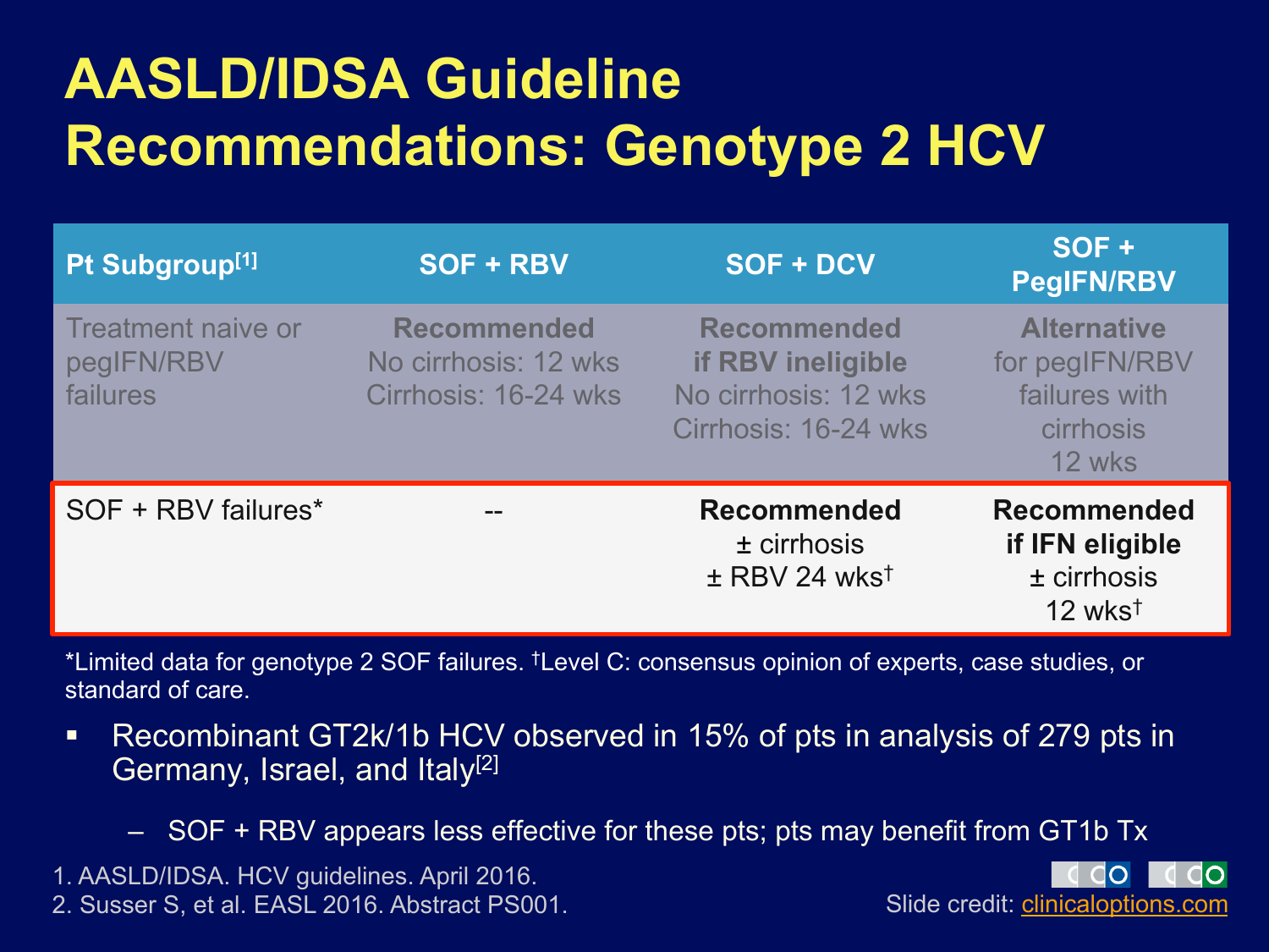# AASLD/IDSA Guideline Recommendations: Genotype 2 HCV

| Pt Subgroup[1] | SOF + RBV | SOF + DCV | SOF + PegIFN/RBV |
|---|---|---|---|
| Treatment naive or pegIFN/RBV failures | **Recommended** No cirrhosis: 12 wks Cirrhosis: 16-24 wks | **Recommended if RBV ineligible** No cirrhosis: 12 wks Cirrhosis: 16-24 wks | **Alternative** for pegIFN/RBV failures with cirrhosis 12 wks |
| SOF + RBV failures* | -- | **Recommended** ± cirrhosis ± RBV 24 wks† | **Recommended if IFN eligible** ± cirrhosis 12 wks† |

*Limited data for genotype 2 SOF failures. †Level C: consensus opinion of experts, case studies, or standard of care.

- Recombinant GT2k/1b HCV observed in 15% of pts in analysis of 279 pts in Germany, Israel, and Italy[2]
  - SOF + RBV appears less effective for these pts; pts may benefit from GT1b Tx

1. AASLD/IDSA. HCV guidelines. April 2016.
2. Susser S, et al. EASL 2016. Abstract PS001.

Slide credit: clinicaloptions.com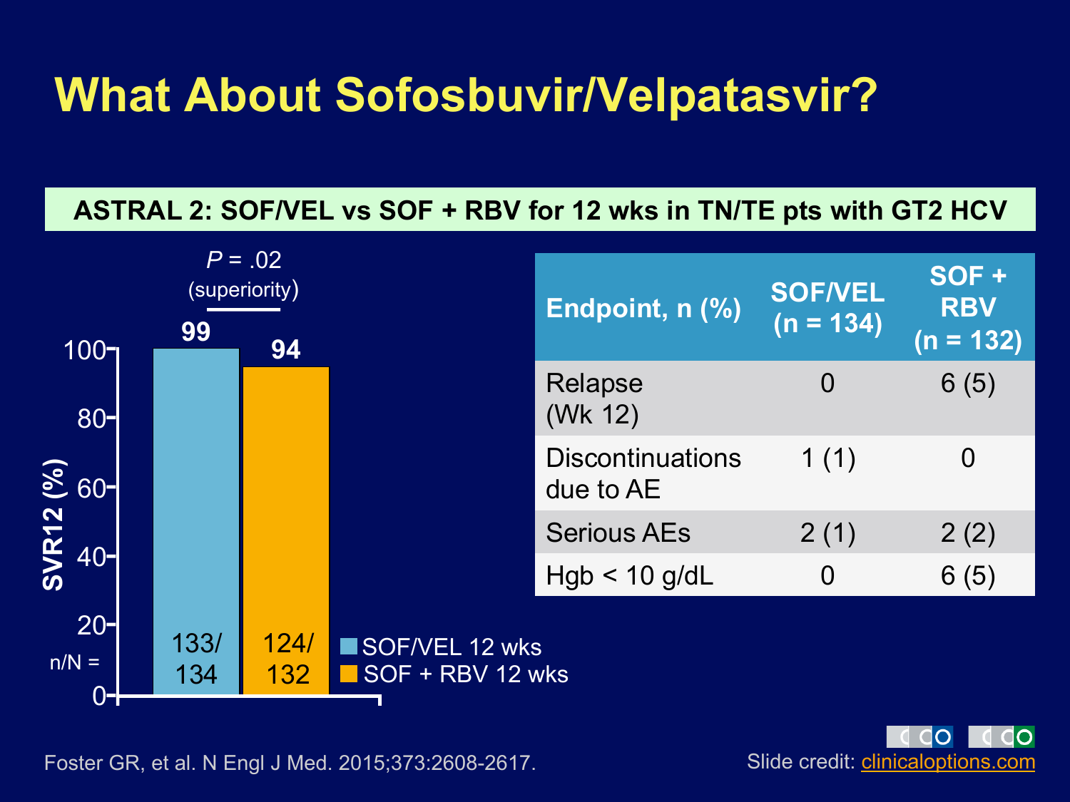# What About Sofosbuvir/Velpatasvir?

**ASTRAL 2: SOF/VEL vs SOF + RBV for 12 wks in TN/TE pts with GT2 HCV**

*P* = .02 (superiority)

SVR12 (%)

| | SOF/VEL 12 wks | SOF + RBV 12 wks |
|---|---|---|
| SVR12 (%) | 99 | 94 |
| n/N = | 133/134 | 124/132 |

| Endpoint, n (%) | SOF/VEL (n = 134) | SOF + RBV (n = 132) |
|---|---|---|
| Relapse (Wk 12) | 0 | 6 (5) |
| Discontinuations due to AE | 1 (1) | 0 |
| Serious AEs | 2 (1) | 2 (2) |
| Hgb < 10 g/dL | 0 | 6 (5) |

Foster GR, et al. N Engl J Med. 2015;373:2608-2617.

Slide credit: clinicaloptions.com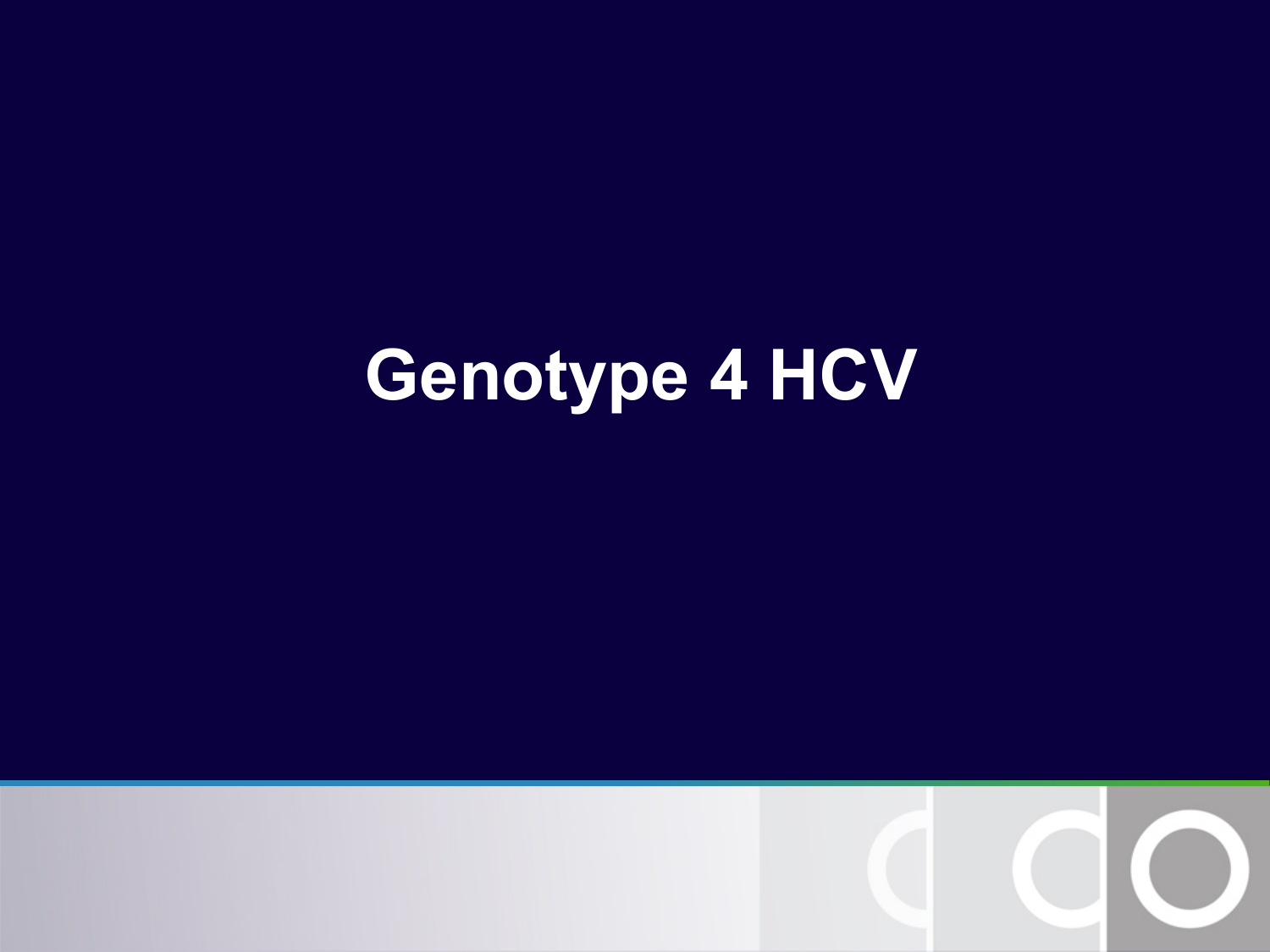# Genotype 4 HCV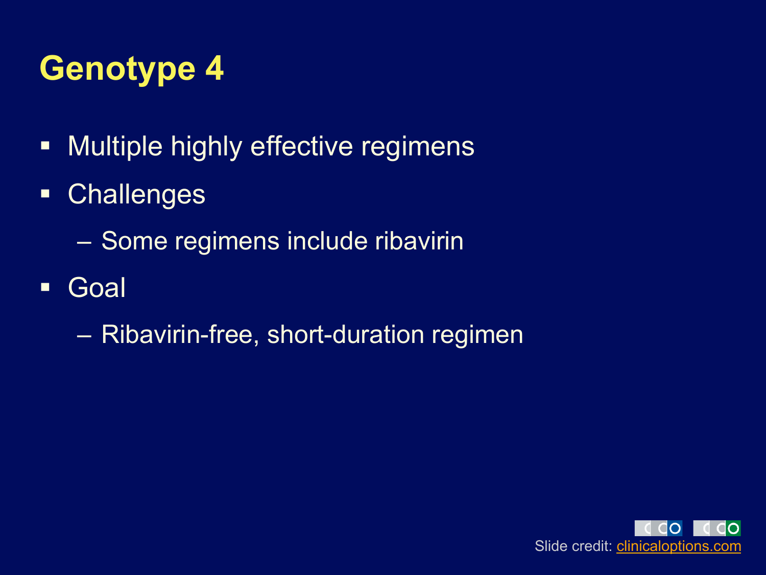# Genotype 4

- Multiple highly effective regimens
- Challenges
  - Some regimens include ribavirin
- Goal
  - Ribavirin-free, short-duration regimen

Slide credit: clinicaloptions.com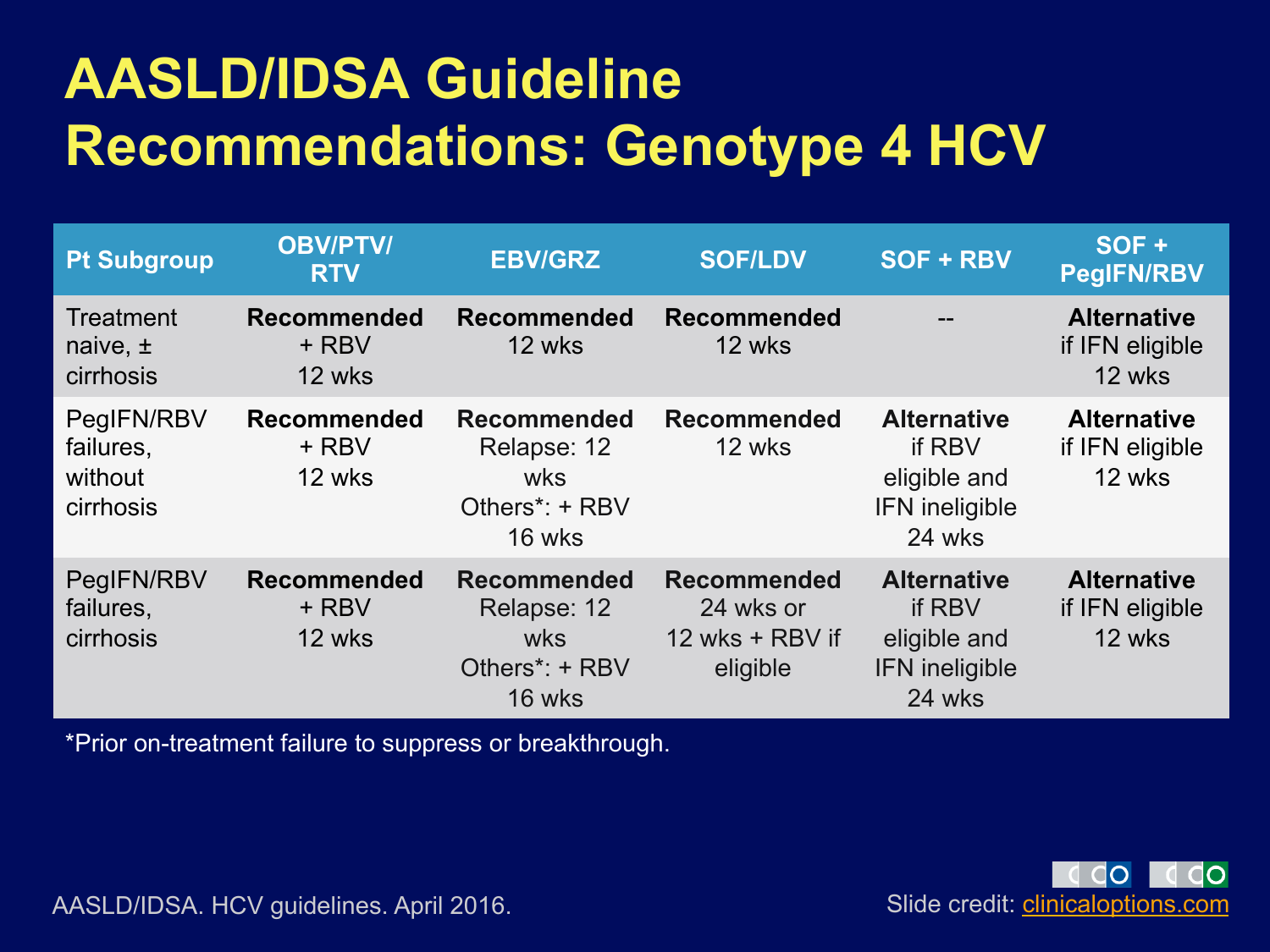# AASLD/IDSA Guideline Recommendations: Genotype 4 HCV

| Pt Subgroup | OBV/PTV/RTV | EBV/GRZ | SOF/LDV | SOF + RBV | SOF + PegIFN/RBV |
|---|---|---|---|---|---|
| Treatment naive, ± cirrhosis | **Recommended** + RBV 12 wks | **Recommended** 12 wks | **Recommended** 12 wks | -- | **Alternative** if IFN eligible 12 wks |
| PegIFN/RBV failures, without cirrhosis | **Recommended** + RBV 12 wks | **Recommended** Relapse: 12 wks Others*: + RBV 16 wks | **Recommended** 12 wks | **Alternative** if RBV eligible and IFN ineligible 24 wks | **Alternative** if IFN eligible 12 wks |
| PegIFN/RBV failures, cirrhosis | **Recommended** + RBV 12 wks | **Recommended** Relapse: 12 wks Others*: + RBV 16 wks | **Recommended** 24 wks or 12 wks + RBV if eligible | **Alternative** if RBV eligible and IFN ineligible 24 wks | **Alternative** if IFN eligible 12 wks |

*Prior on-treatment failure to suppress or breakthrough.

AASLD/IDSA. HCV guidelines. April 2016.

Slide credit: clinicaloptions.com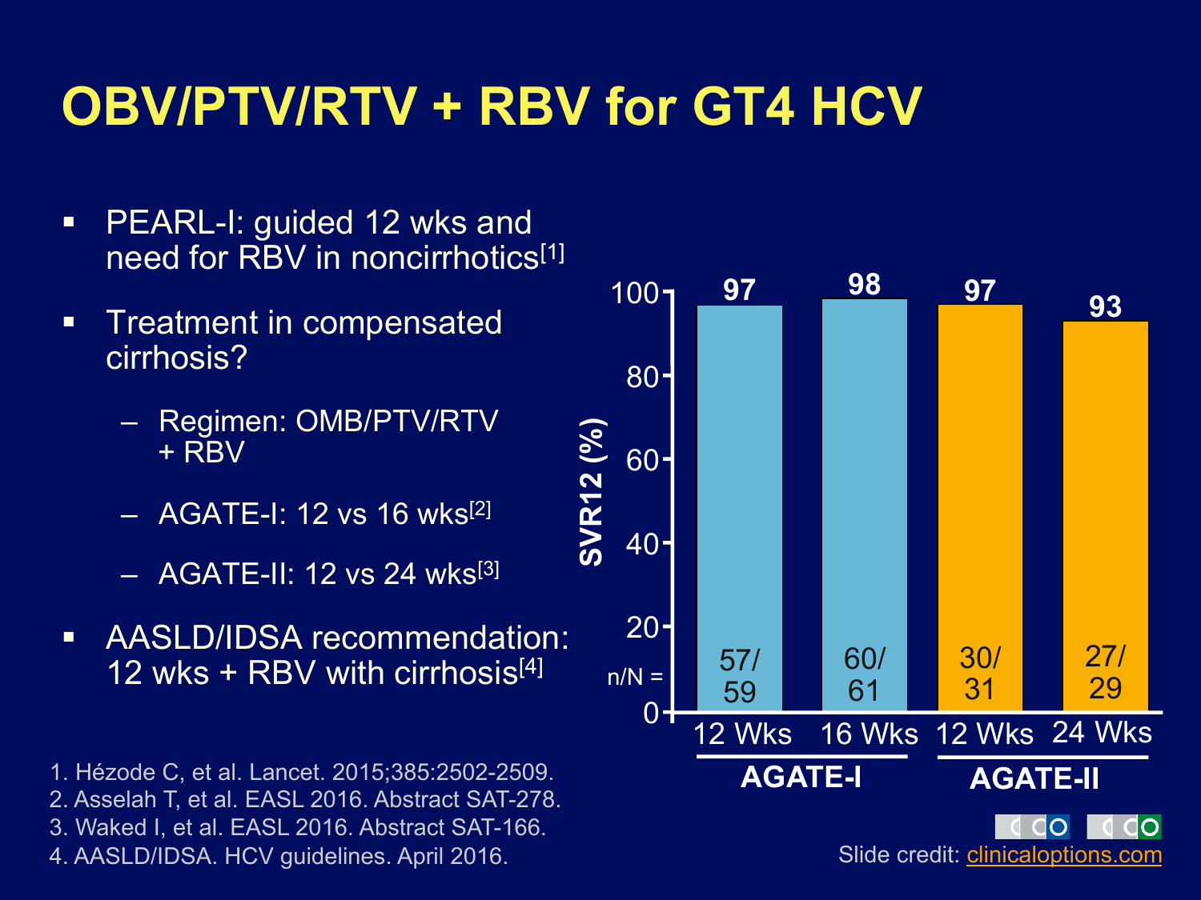# OBV/PTV/RTV + RBV for GT4 HCV

- PEARL-I: guided 12 wks and need for RBV in noncirrhotics[1]
- Treatment in compensated cirrhosis?
  - Regimen: OMB/PTV/RTV + RBV
  - AGATE-I: 12 vs 16 wks[2]
  - AGATE-II: 12 vs 24 wks[3]
- AASLD/IDSA recommendation: 12 wks + RBV with cirrhosis[4]

| Study | Duration | SVR12 (%) | n/N |
|---|---|---|---|
| AGATE-I | 12 Wks | 97 | 57/59 |
| AGATE-I | 16 Wks | 98 | 60/61 |
| AGATE-II | 12 Wks | 97 | 30/31 |
| AGATE-II | 24 Wks | 93 | 27/29 |

1. Hézode C, et al. Lancet. 2015;385:2502-2509.
2. Asselah T, et al. EASL 2016. Abstract SAT-278.
3. Waked I, et al. EASL 2016. Abstract SAT-166.
4. AASLD/IDSA. HCV guidelines. April 2016.

Slide credit: clinicaloptions.com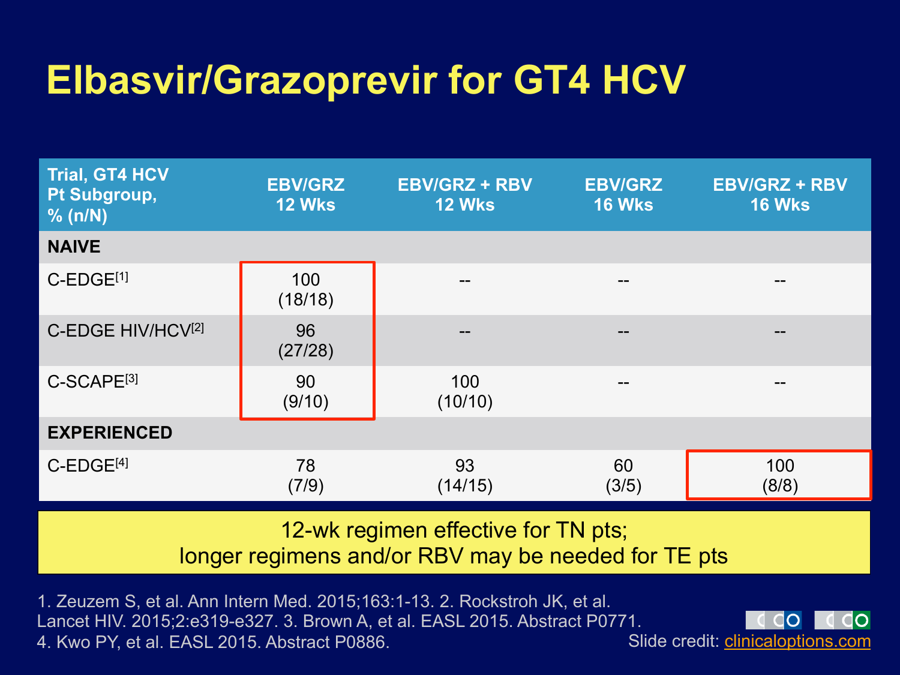# Elbasvir/Grazoprevir for GT4 HCV

| Trial, GT4 HCV Pt Subgroup, % (n/N) | EBV/GRZ 12 Wks | EBV/GRZ + RBV 12 Wks | EBV/GRZ 16 Wks | EBV/GRZ + RBV 16 Wks |
|---|---|---|---|---|
| **NAIVE** | | | | |
| C-EDGE[1] | 100 (18/18) | -- | -- | -- |
| C-EDGE HIV/HCV[2] | 96 (27/28) | -- | -- | -- |
| C-SCAPE[3] | 90 (9/10) | 100 (10/10) | -- | -- |
| **EXPERIENCED** | | | | |
| C-EDGE[4] | 78 (7/9) | 93 (14/15) | 60 (3/5) | 100 (8/8) |

12-wk regimen effective for TN pts;
longer regimens and/or RBV may be needed for TE pts

1. Zeuzem S, et al. Ann Intern Med. 2015;163:1-13. 2. Rockstroh JK, et al. Lancet HIV. 2015;2:e319-e327. 3. Brown A, et al. EASL 2015. Abstract P0771. 4. Kwo PY, et al. EASL 2015. Abstract P0886.

Slide credit: clinicaloptions.com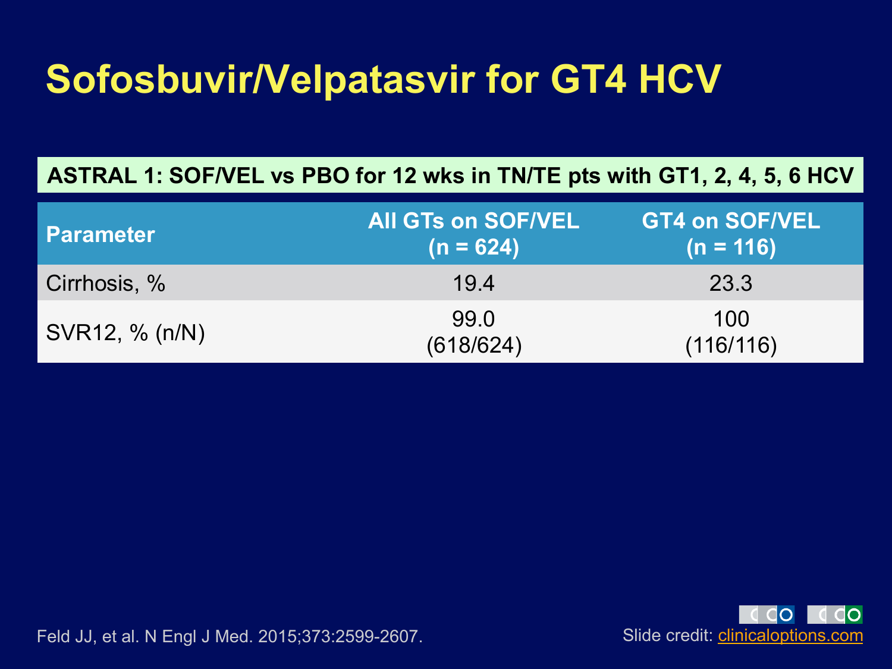# Sofosbuvir/Velpatasvir for GT4 HCV

**ASTRAL 1: SOF/VEL vs PBO for 12 wks in TN/TE pts with GT1, 2, 4, 5, 6 HCV**

| Parameter | All GTs on SOF/VEL (n = 624) | GT4 on SOF/VEL (n = 116) |
|---|---|---|
| Cirrhosis, % | 19.4 | 23.3 |
| SVR12, % (n/N) | 99.0 (618/624) | 100 (116/116) |

Feld JJ, et al. N Engl J Med. 2015;373:2599-2607.

Slide credit: clinicaloptions.com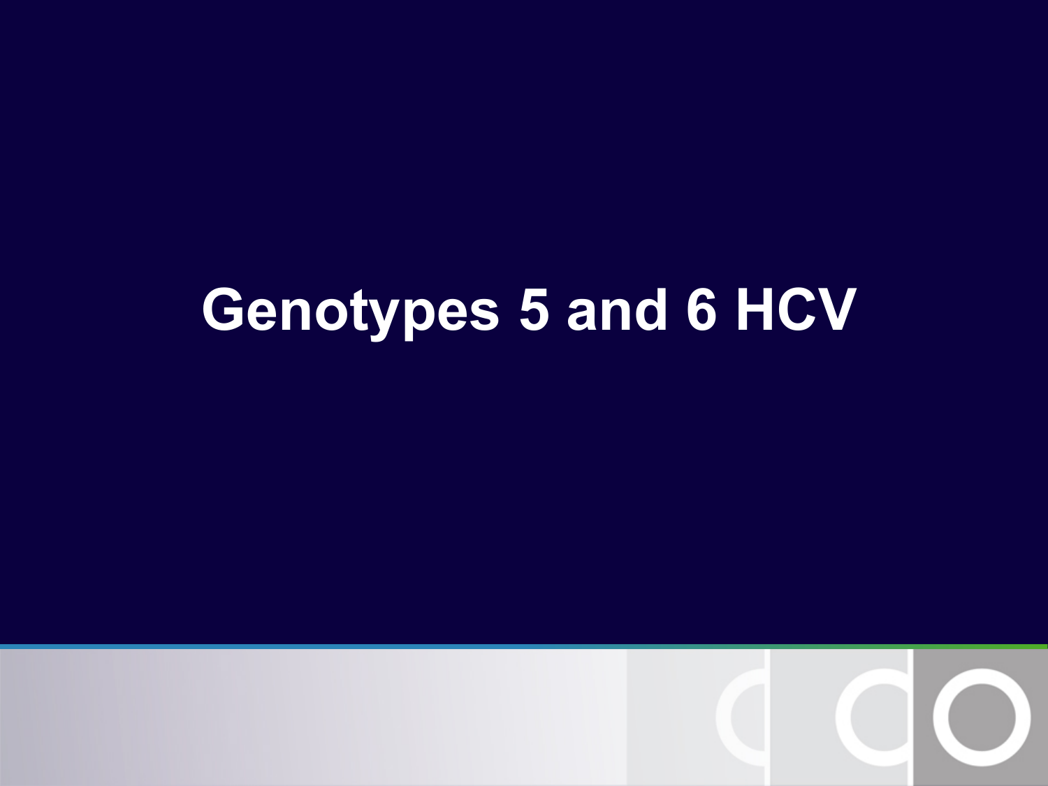# Genotypes 5 and 6 HCV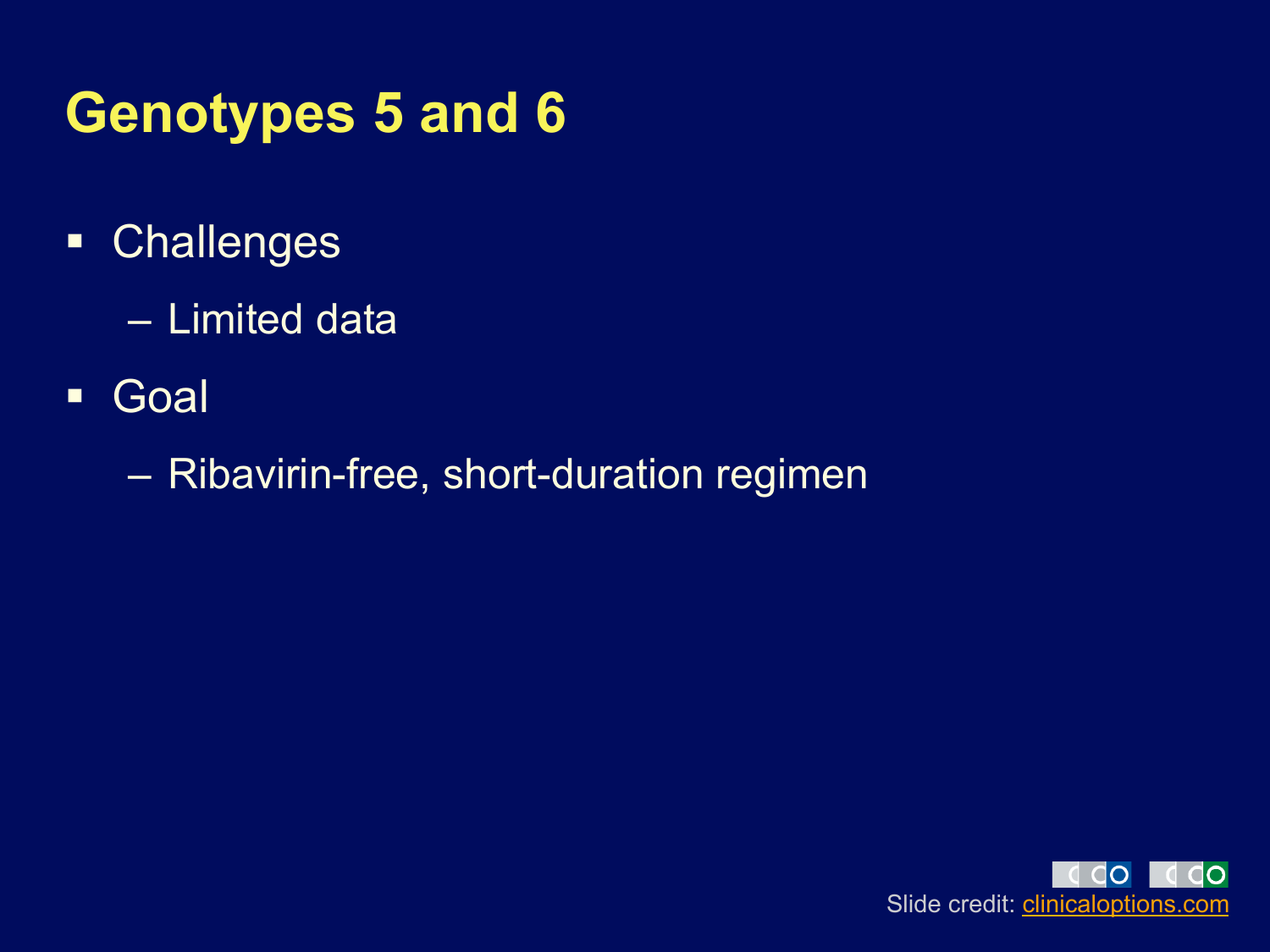# Genotypes 5 and 6

- Challenges
  - Limited data
- Goal
  - Ribavirin-free, short-duration regimen

Slide credit: clinicaloptions.com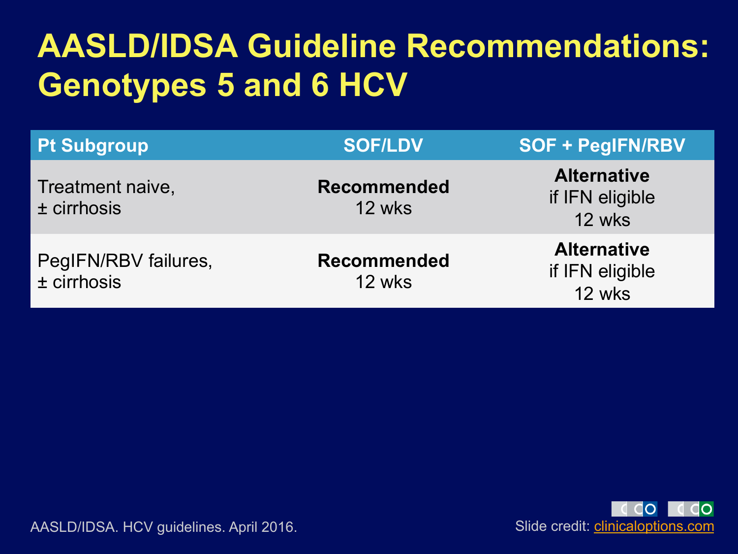# AASLD/IDSA Guideline Recommendations: Genotypes 5 and 6 HCV

| Pt Subgroup | SOF/LDV | SOF + PegIFN/RBV |
|---|---|---|
| Treatment naive, ± cirrhosis | **Recommended** 12 wks | **Alternative** if IFN eligible 12 wks |
| PegIFN/RBV failures, ± cirrhosis | **Recommended** 12 wks | **Alternative** if IFN eligible 12 wks |

AASLD/IDSA. HCV guidelines. April 2016.

Slide credit: clinicaloptions.com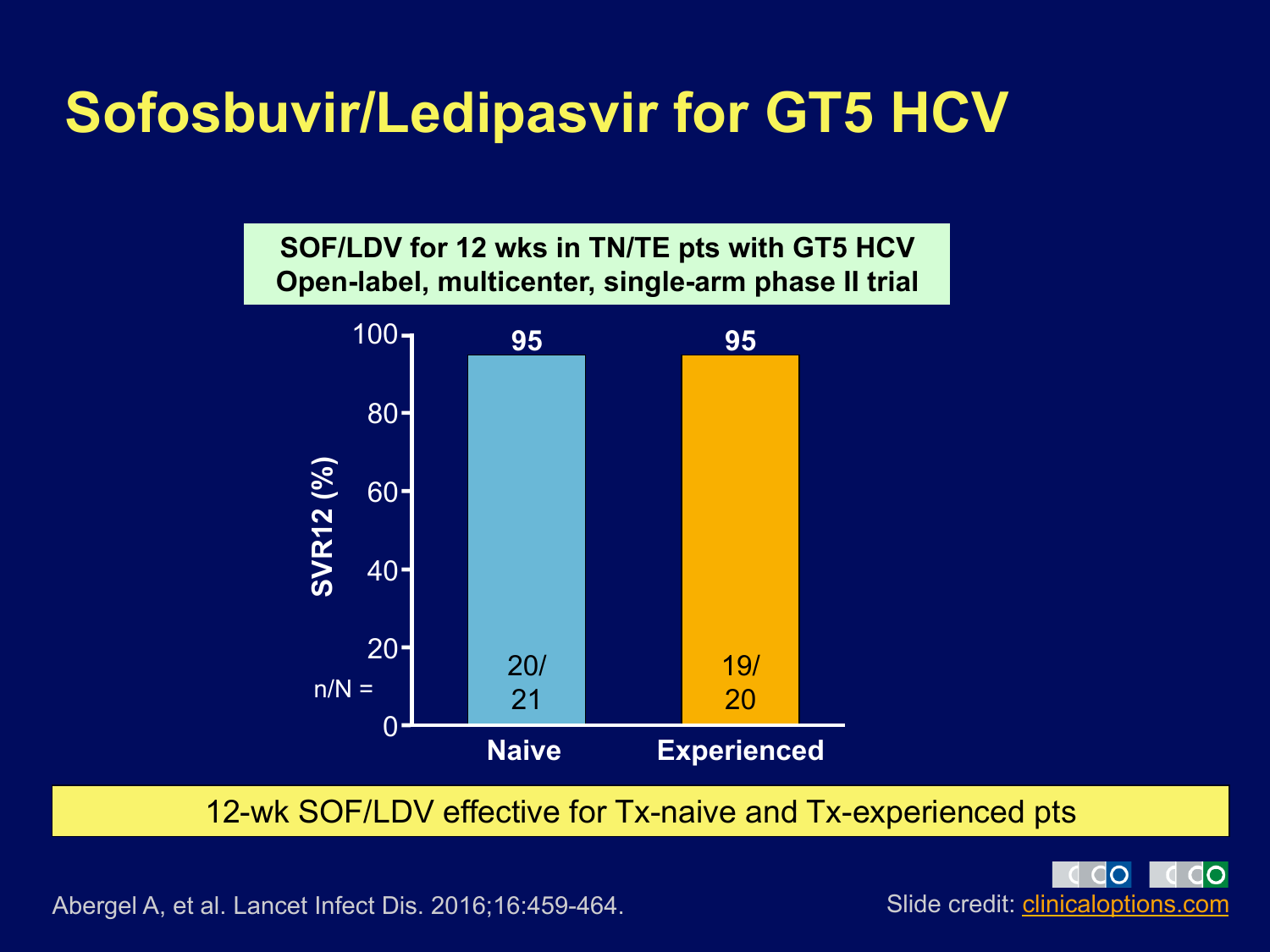# Sofosbuvir/Ledipasvir for GT5 HCV

**SOF/LDV for 12 wks in TN/TE pts with GT5 HCV**
**Open-label, multicenter, single-arm phase II trial**

| | Naive | Experienced |
|---|---|---|
| SVR12 (%) | 95 | 95 |
| n/N = | 20/21 | 19/20 |

12-wk SOF/LDV effective for Tx-naive and Tx-experienced pts

Abergel A, et al. Lancet Infect Dis. 2016;16:459-464.

Slide credit: clinicaloptions.com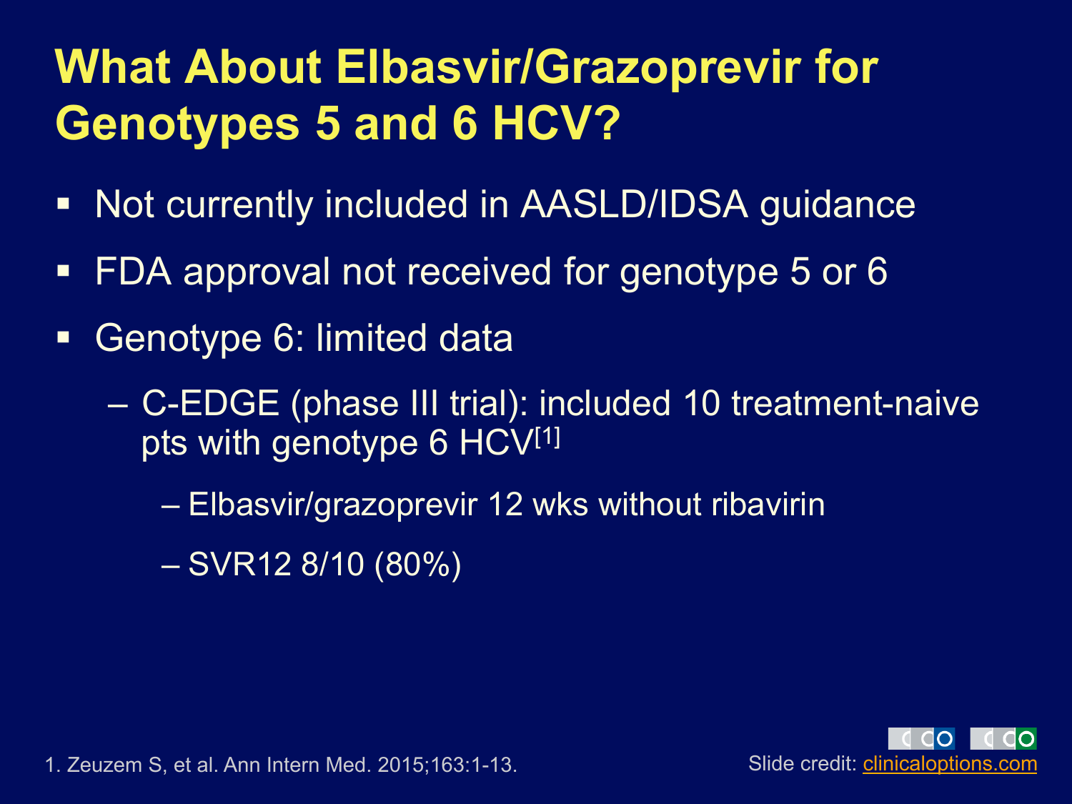# What About Elbasvir/Grazoprevir for Genotypes 5 and 6 HCV?

- Not currently included in AASLD/IDSA guidance
- FDA approval not received for genotype 5 or 6
- Genotype 6: limited data
  - C-EDGE (phase III trial): included 10 treatment-naive pts with genotype 6 HCV[1]
    - Elbasvir/grazoprevir 12 wks without ribavirin
    - SVR12 8/10 (80%)

1. Zeuzem S, et al. Ann Intern Med. 2015;163:1-13.

Slide credit: clinicaloptions.com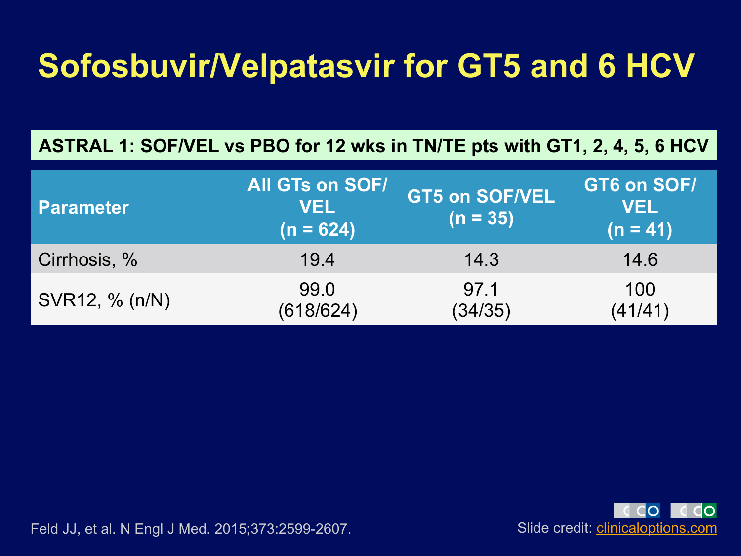# Sofosbuvir/Velpatasvir for GT5 and 6 HCV

**ASTRAL 1: SOF/VEL vs PBO for 12 wks in TN/TE pts with GT1, 2, 4, 5, 6 HCV**

| Parameter | All GTs on SOF/VEL (n = 624) | GT5 on SOF/VEL (n = 35) | GT6 on SOF/VEL (n = 41) |
|---|---|---|---|
| Cirrhosis, % | 19.4 | 14.3 | 14.6 |
| SVR12, % (n/N) | 99.0 (618/624) | 97.1 (34/35) | 100 (41/41) |

Feld JJ, et al. N Engl J Med. 2015;373:2599-2607.

Slide credit: clinicaloptions.com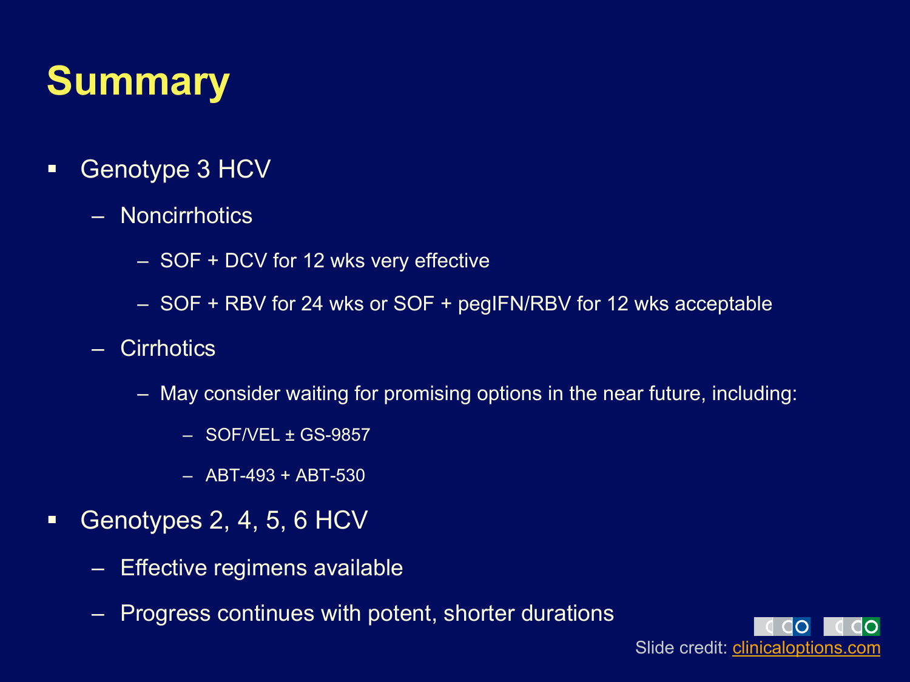# Summary

- Genotype 3 HCV
  - Noncirrhotics
    - SOF + DCV for 12 wks very effective
    - SOF + RBV for 24 wks or SOF + pegIFN/RBV for 12 wks acceptable
  - Cirrhotics
    - May consider waiting for promising options in the near future, including:
      - SOF/VEL ± GS-9857
      - ABT-493 + ABT-530
- Genotypes 2, 4, 5, 6 HCV
  - Effective regimens available
  - Progress continues with potent, shorter durations

Slide credit: clinicaloptions.com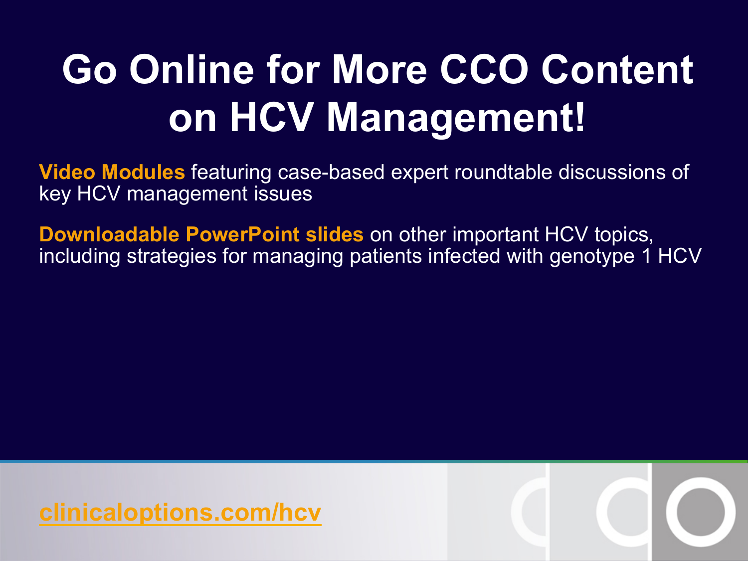# Go Online for More CCO Content on HCV Management!

**Video Modules** featuring case-based expert roundtable discussions of key HCV management issues

**Downloadable PowerPoint slides** on other important HCV topics, including strategies for managing patients infected with genotype 1 HCV

clinicaloptions.com/hcv